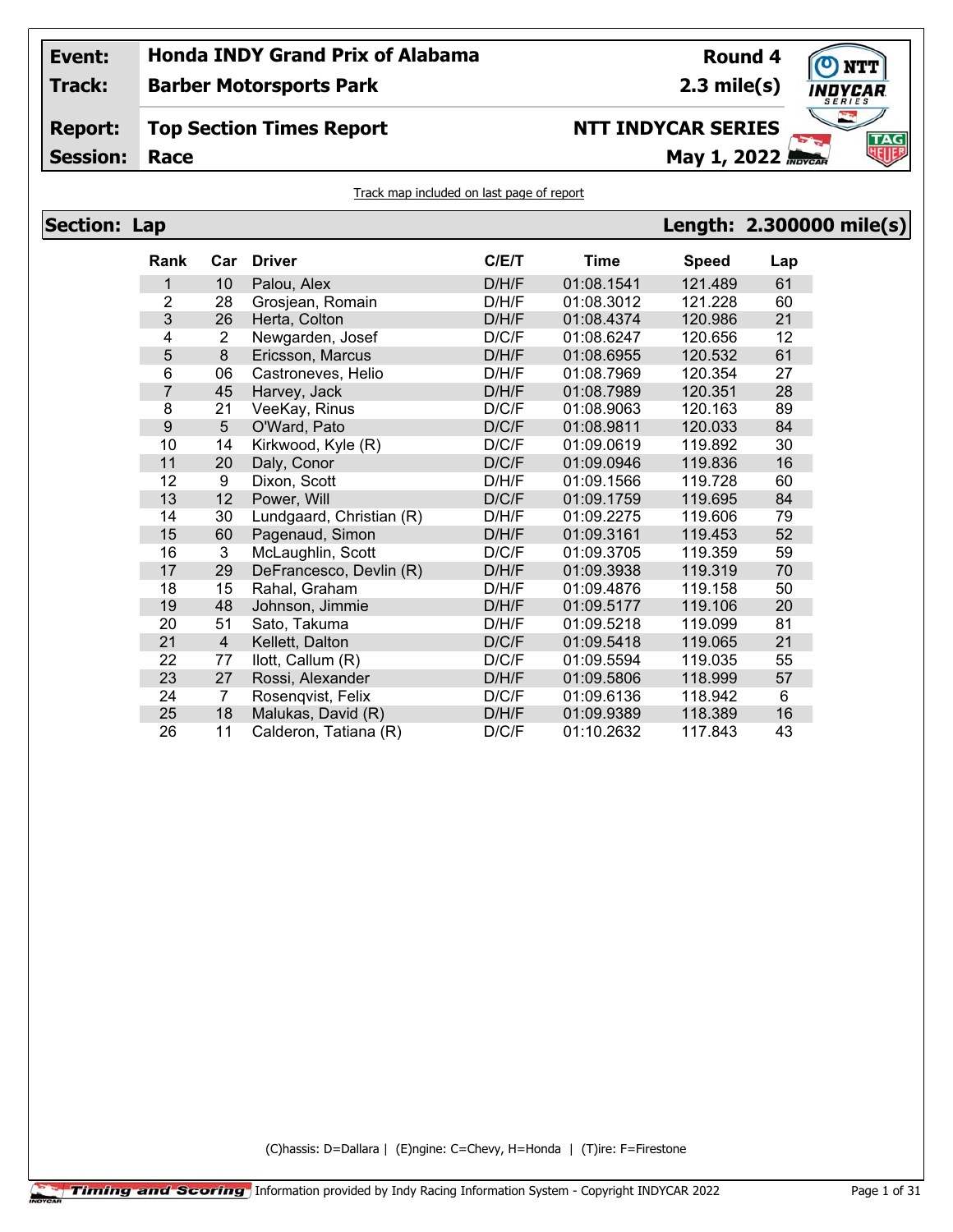| | | | |
|---|---|---|---|
| **Event:** | **Honda INDY Grand Prix of Alabama** | **Round 4** | |
| **Track:** | **Barber Motorsports Park** | **2.3 mile(s)** | |
| **Report:** | **Top Section Times Report** | **NTT INDYCAR SERIES** | |
| **Session:** | **Race** | **May 1, 2022** | |

Track map included on last page of report

## Section: Lap — Length: 2.300000 mile(s)

| Rank | Car | Driver | C/E/T | Time | Speed | Lap |
|---|---|---|---|---|---|---|
| 1 | 10 | Palou, Alex | D/H/F | 01:08.1541 | 121.489 | 61 |
| 2 | 28 | Grosjean, Romain | D/H/F | 01:08.3012 | 121.228 | 60 |
| 3 | 26 | Herta, Colton | D/H/F | 01:08.4374 | 120.986 | 21 |
| 4 | 2 | Newgarden, Josef | D/C/F | 01:08.6247 | 120.656 | 12 |
| 5 | 8 | Ericsson, Marcus | D/H/F | 01:08.6955 | 120.532 | 61 |
| 6 | 06 | Castroneves, Helio | D/H/F | 01:08.7969 | 120.354 | 27 |
| 7 | 45 | Harvey, Jack | D/H/F | 01:08.7989 | 120.351 | 28 |
| 8 | 21 | VeeKay, Rinus | D/C/F | 01:08.9063 | 120.163 | 89 |
| 9 | 5 | O'Ward, Pato | D/C/F | 01:08.9811 | 120.033 | 84 |
| 10 | 14 | Kirkwood, Kyle (R) | D/C/F | 01:09.0619 | 119.892 | 30 |
| 11 | 20 | Daly, Conor | D/C/F | 01:09.0946 | 119.836 | 16 |
| 12 | 9 | Dixon, Scott | D/H/F | 01:09.1566 | 119.728 | 60 |
| 13 | 12 | Power, Will | D/C/F | 01:09.1759 | 119.695 | 84 |
| 14 | 30 | Lundgaard, Christian (R) | D/H/F | 01:09.2275 | 119.606 | 79 |
| 15 | 60 | Pagenaud, Simon | D/H/F | 01:09.3161 | 119.453 | 52 |
| 16 | 3 | McLaughlin, Scott | D/C/F | 01:09.3705 | 119.359 | 59 |
| 17 | 29 | DeFrancesco, Devlin (R) | D/H/F | 01:09.3938 | 119.319 | 70 |
| 18 | 15 | Rahal, Graham | D/H/F | 01:09.4876 | 119.158 | 50 |
| 19 | 48 | Johnson, Jimmie | D/H/F | 01:09.5177 | 119.106 | 20 |
| 20 | 51 | Sato, Takuma | D/H/F | 01:09.5218 | 119.099 | 81 |
| 21 | 4 | Kellett, Dalton | D/C/F | 01:09.5418 | 119.065 | 21 |
| 22 | 77 | Ilott, Callum (R) | D/C/F | 01:09.5594 | 119.035 | 55 |
| 23 | 27 | Rossi, Alexander | D/H/F | 01:09.5806 | 118.999 | 57 |
| 24 | 7 | Rosenqvist, Felix | D/C/F | 01:09.6136 | 118.942 | 6 |
| 25 | 18 | Malukas, David (R) | D/H/F | 01:09.9389 | 118.389 | 16 |
| 26 | 11 | Calderon, Tatiana (R) | D/C/F | 01:10.2632 | 117.843 | 43 |

(C)hassis: D=Dallara | (E)ngine: C=Chevy, H=Honda | (T)ire: F=Firestone

Timing and Scoring Information provided by Indy Racing Information System - Copyright INDYCAR 2022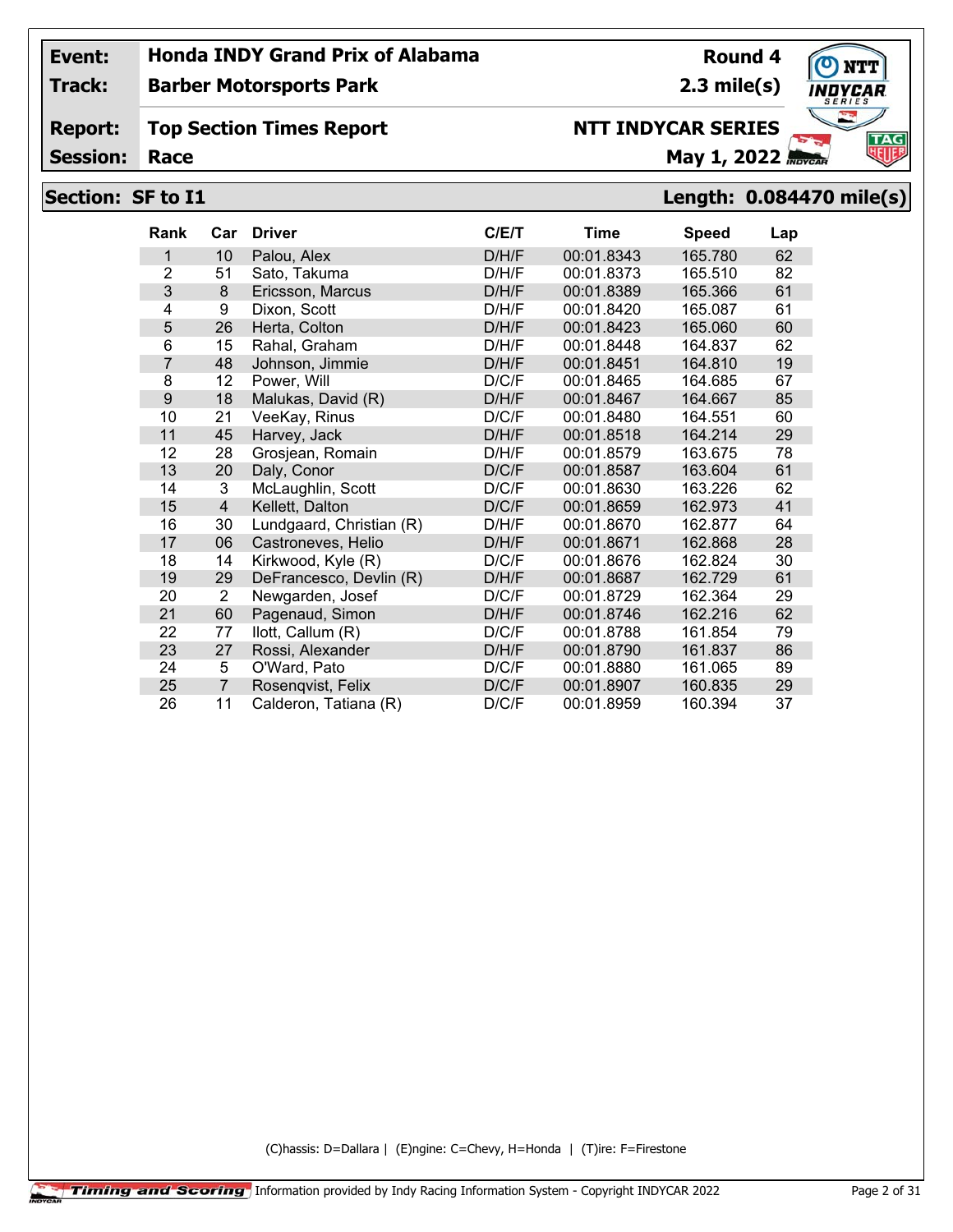**Event:** Honda INDY Grand Prix of Alabama | **Round 4**

**Track:** Barber Motorsports Park | **2.3 mile(s)**

**Report:** Top Section Times Report | **NTT INDYCAR SERIES**

**Session:** Race | **May 1, 2022**

## Section: SF to I1 — Length: 0.084470 mile(s)

| Rank | Car | Driver | C/E/T | Time | Speed | Lap |
|---|---|---|---|---|---|---|
| 1 | 10 | Palou, Alex | D/H/F | 00:01.8343 | 165.780 | 62 |
| 2 | 51 | Sato, Takuma | D/H/F | 00:01.8373 | 165.510 | 82 |
| 3 | 8 | Ericsson, Marcus | D/H/F | 00:01.8389 | 165.366 | 61 |
| 4 | 9 | Dixon, Scott | D/H/F | 00:01.8420 | 165.087 | 61 |
| 5 | 26 | Herta, Colton | D/H/F | 00:01.8423 | 165.060 | 60 |
| 6 | 15 | Rahal, Graham | D/H/F | 00:01.8448 | 164.837 | 62 |
| 7 | 48 | Johnson, Jimmie | D/H/F | 00:01.8451 | 164.810 | 19 |
| 8 | 12 | Power, Will | D/C/F | 00:01.8465 | 164.685 | 67 |
| 9 | 18 | Malukas, David (R) | D/H/F | 00:01.8467 | 164.667 | 85 |
| 10 | 21 | VeeKay, Rinus | D/C/F | 00:01.8480 | 164.551 | 60 |
| 11 | 45 | Harvey, Jack | D/H/F | 00:01.8518 | 164.214 | 29 |
| 12 | 28 | Grosjean, Romain | D/H/F | 00:01.8579 | 163.675 | 78 |
| 13 | 20 | Daly, Conor | D/C/F | 00:01.8587 | 163.604 | 61 |
| 14 | 3 | McLaughlin, Scott | D/C/F | 00:01.8630 | 163.226 | 62 |
| 15 | 4 | Kellett, Dalton | D/C/F | 00:01.8659 | 162.973 | 41 |
| 16 | 30 | Lundgaard, Christian (R) | D/H/F | 00:01.8670 | 162.877 | 64 |
| 17 | 06 | Castroneves, Helio | D/H/F | 00:01.8671 | 162.868 | 28 |
| 18 | 14 | Kirkwood, Kyle (R) | D/C/F | 00:01.8676 | 162.824 | 30 |
| 19 | 29 | DeFrancesco, Devlin (R) | D/H/F | 00:01.8687 | 162.729 | 61 |
| 20 | 2 | Newgarden, Josef | D/C/F | 00:01.8729 | 162.364 | 29 |
| 21 | 60 | Pagenaud, Simon | D/H/F | 00:01.8746 | 162.216 | 62 |
| 22 | 77 | Ilott, Callum (R) | D/C/F | 00:01.8788 | 161.854 | 79 |
| 23 | 27 | Rossi, Alexander | D/H/F | 00:01.8790 | 161.837 | 86 |
| 24 | 5 | O'Ward, Pato | D/C/F | 00:01.8880 | 161.065 | 89 |
| 25 | 7 | Rosenqvist, Felix | D/C/F | 00:01.8907 | 160.835 | 29 |
| 26 | 11 | Calderon, Tatiana (R) | D/C/F | 00:01.8959 | 160.394 | 37 |

(C)hassis: D=Dallara | (E)ngine: C=Chevy, H=Honda | (T)ire: F=Firestone

Timing and Scoring Information provided by Indy Racing Information System - Copyright INDYCAR 2022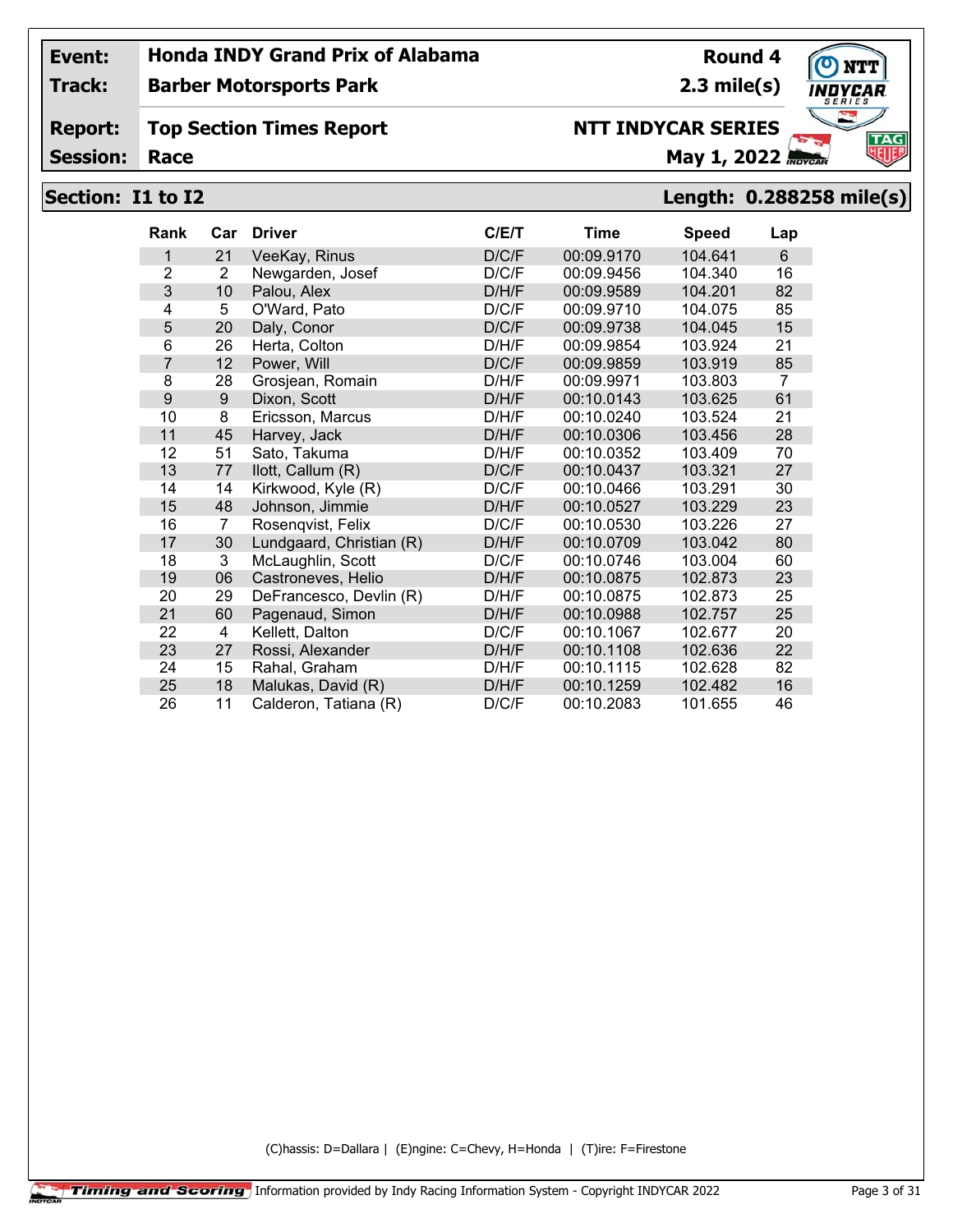**Event:** Honda INDY Grand Prix of Alabama — **Round 4**

**Track:** Barber Motorsports Park — **2.3 mile(s)**

**Report:** Top Section Times Report — **NTT INDYCAR SERIES**

**Session:** Race — **May 1, 2022**

## Section: I1 to I2 — Length: 0.288258 mile(s)

| Rank | Car | Driver | C/E/T | Time | Speed | Lap |
|---|---|---|---|---|---|---|
| 1 | 21 | VeeKay, Rinus | D/C/F | 00:09.9170 | 104.641 | 6 |
| 2 | 2 | Newgarden, Josef | D/C/F | 00:09.9456 | 104.340 | 16 |
| 3 | 10 | Palou, Alex | D/H/F | 00:09.9589 | 104.201 | 82 |
| 4 | 5 | O'Ward, Pato | D/C/F | 00:09.9710 | 104.075 | 85 |
| 5 | 20 | Daly, Conor | D/C/F | 00:09.9738 | 104.045 | 15 |
| 6 | 26 | Herta, Colton | D/H/F | 00:09.9854 | 103.924 | 21 |
| 7 | 12 | Power, Will | D/C/F | 00:09.9859 | 103.919 | 85 |
| 8 | 28 | Grosjean, Romain | D/H/F | 00:09.9971 | 103.803 | 7 |
| 9 | 9 | Dixon, Scott | D/H/F | 00:10.0143 | 103.625 | 61 |
| 10 | 8 | Ericsson, Marcus | D/H/F | 00:10.0240 | 103.524 | 21 |
| 11 | 45 | Harvey, Jack | D/H/F | 00:10.0306 | 103.456 | 28 |
| 12 | 51 | Sato, Takuma | D/H/F | 00:10.0352 | 103.409 | 70 |
| 13 | 77 | Ilott, Callum (R) | D/C/F | 00:10.0437 | 103.321 | 27 |
| 14 | 14 | Kirkwood, Kyle (R) | D/C/F | 00:10.0466 | 103.291 | 30 |
| 15 | 48 | Johnson, Jimmie | D/H/F | 00:10.0527 | 103.229 | 23 |
| 16 | 7 | Rosenqvist, Felix | D/C/F | 00:10.0530 | 103.226 | 27 |
| 17 | 30 | Lundgaard, Christian (R) | D/H/F | 00:10.0709 | 103.042 | 80 |
| 18 | 3 | McLaughlin, Scott | D/C/F | 00:10.0746 | 103.004 | 60 |
| 19 | 06 | Castroneves, Helio | D/H/F | 00:10.0875 | 102.873 | 23 |
| 20 | 29 | DeFrancesco, Devlin (R) | D/H/F | 00:10.0875 | 102.873 | 25 |
| 21 | 60 | Pagenaud, Simon | D/H/F | 00:10.0988 | 102.757 | 25 |
| 22 | 4 | Kellett, Dalton | D/C/F | 00:10.1067 | 102.677 | 20 |
| 23 | 27 | Rossi, Alexander | D/H/F | 00:10.1108 | 102.636 | 22 |
| 24 | 15 | Rahal, Graham | D/H/F | 00:10.1115 | 102.628 | 82 |
| 25 | 18 | Malukas, David (R) | D/H/F | 00:10.1259 | 102.482 | 16 |
| 26 | 11 | Calderon, Tatiana (R) | D/C/F | 00:10.2083 | 101.655 | 46 |

(C)hassis: D=Dallara | (E)ngine: C=Chevy, H=Honda | (T)ire: F=Firestone

Timing and Scoring — Information provided by Indy Racing Information System - Copyright INDYCAR 2022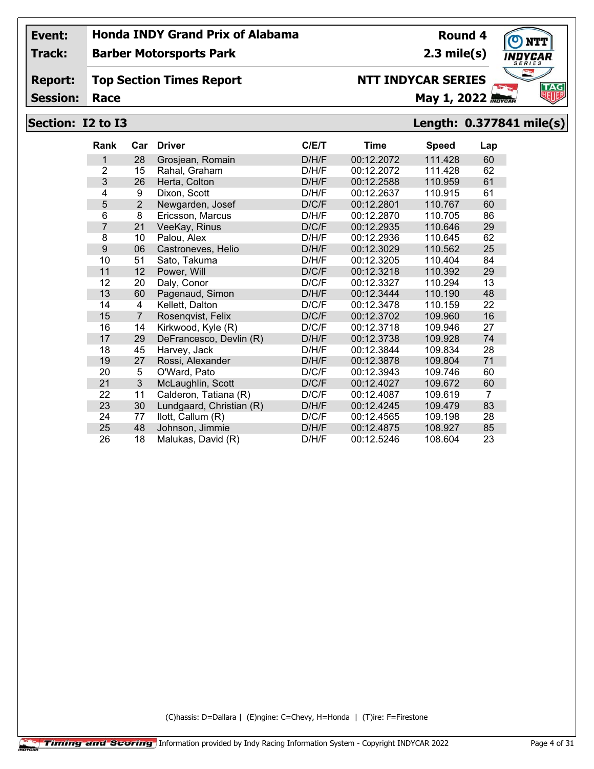**Event:** Honda INDY Grand Prix of Alabama  **Round 4**

**Track:** Barber Motorsports Park  **2.3 mile(s)**

**Report:** Top Section Times Report  **NTT INDYCAR SERIES**

**Session:** Race  **May 1, 2022**

## Section: I2 to I3  Length: 0.377841 mile(s)

| Rank | Car | Driver | C/E/T | Time | Speed | Lap |
|---|---|---|---|---|---|---|
| 1 | 28 | Grosjean, Romain | D/H/F | 00:12.2072 | 111.428 | 60 |
| 2 | 15 | Rahal, Graham | D/H/F | 00:12.2072 | 111.428 | 62 |
| 3 | 26 | Herta, Colton | D/H/F | 00:12.2588 | 110.959 | 61 |
| 4 | 9 | Dixon, Scott | D/H/F | 00:12.2637 | 110.915 | 61 |
| 5 | 2 | Newgarden, Josef | D/C/F | 00:12.2801 | 110.767 | 60 |
| 6 | 8 | Ericsson, Marcus | D/H/F | 00:12.2870 | 110.705 | 86 |
| 7 | 21 | VeeKay, Rinus | D/C/F | 00:12.2935 | 110.646 | 29 |
| 8 | 10 | Palou, Alex | D/H/F | 00:12.2936 | 110.645 | 62 |
| 9 | 06 | Castroneves, Helio | D/H/F | 00:12.3029 | 110.562 | 25 |
| 10 | 51 | Sato, Takuma | D/H/F | 00:12.3205 | 110.404 | 84 |
| 11 | 12 | Power, Will | D/C/F | 00:12.3218 | 110.392 | 29 |
| 12 | 20 | Daly, Conor | D/C/F | 00:12.3327 | 110.294 | 13 |
| 13 | 60 | Pagenaud, Simon | D/H/F | 00:12.3444 | 110.190 | 48 |
| 14 | 4 | Kellett, Dalton | D/C/F | 00:12.3478 | 110.159 | 22 |
| 15 | 7 | Rosenqvist, Felix | D/C/F | 00:12.3702 | 109.960 | 16 |
| 16 | 14 | Kirkwood, Kyle (R) | D/C/F | 00:12.3718 | 109.946 | 27 |
| 17 | 29 | DeFrancesco, Devlin (R) | D/H/F | 00:12.3738 | 109.928 | 74 |
| 18 | 45 | Harvey, Jack | D/H/F | 00:12.3844 | 109.834 | 28 |
| 19 | 27 | Rossi, Alexander | D/H/F | 00:12.3878 | 109.804 | 71 |
| 20 | 5 | O'Ward, Pato | D/C/F | 00:12.3943 | 109.746 | 60 |
| 21 | 3 | McLaughlin, Scott | D/C/F | 00:12.4027 | 109.672 | 60 |
| 22 | 11 | Calderon, Tatiana (R) | D/C/F | 00:12.4087 | 109.619 | 7 |
| 23 | 30 | Lundgaard, Christian (R) | D/H/F | 00:12.4245 | 109.479 | 83 |
| 24 | 77 | Ilott, Callum (R) | D/C/F | 00:12.4565 | 109.198 | 28 |
| 25 | 48 | Johnson, Jimmie | D/H/F | 00:12.4875 | 108.927 | 85 |
| 26 | 18 | Malukas, David (R) | D/H/F | 00:12.5246 | 108.604 | 23 |

(C)hassis: D=Dallara | (E)ngine: C=Chevy, H=Honda | (T)ire: F=Firestone

Timing and Scoring Information provided by Indy Racing Information System - Copyright INDYCAR 2022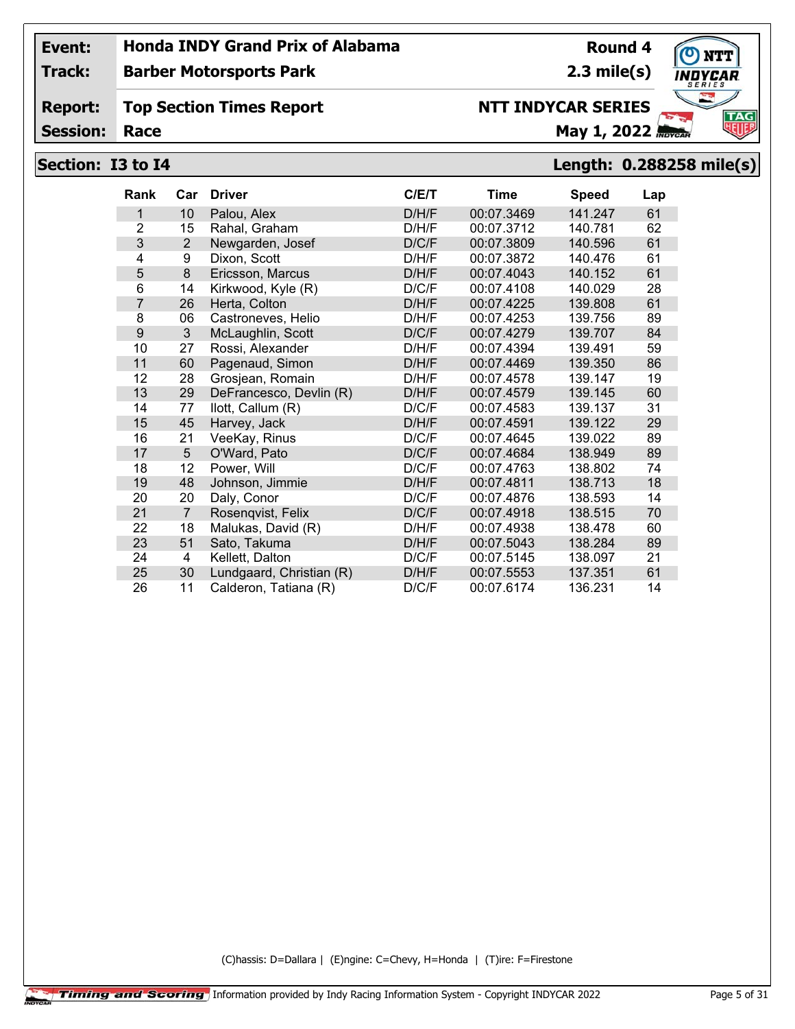| | | | |
|---|---|---|---|
| **Event:** | **Honda INDY Grand Prix of Alabama** | **Round 4** | |
| **Track:** | **Barber Motorsports Park** | **2.3 mile(s)** | |
| **Report:** | **Top Section Times Report** | **NTT INDYCAR SERIES** | |
| **Session:** | **Race** | **May 1, 2022** | |

## Section: I3 to I4 — Length: 0.288258 mile(s)

| Rank | Car | Driver | C/E/T | Time | Speed | Lap |
|---|---|---|---|---|---|---|
| 1 | 10 | Palou, Alex | D/H/F | 00:07.3469 | 141.247 | 61 |
| 2 | 15 | Rahal, Graham | D/H/F | 00:07.3712 | 140.781 | 62 |
| 3 | 2 | Newgarden, Josef | D/C/F | 00:07.3809 | 140.596 | 61 |
| 4 | 9 | Dixon, Scott | D/H/F | 00:07.3872 | 140.476 | 61 |
| 5 | 8 | Ericsson, Marcus | D/H/F | 00:07.4043 | 140.152 | 61 |
| 6 | 14 | Kirkwood, Kyle (R) | D/C/F | 00:07.4108 | 140.029 | 28 |
| 7 | 26 | Herta, Colton | D/H/F | 00:07.4225 | 139.808 | 61 |
| 8 | 06 | Castroneves, Helio | D/H/F | 00:07.4253 | 139.756 | 89 |
| 9 | 3 | McLaughlin, Scott | D/C/F | 00:07.4279 | 139.707 | 84 |
| 10 | 27 | Rossi, Alexander | D/H/F | 00:07.4394 | 139.491 | 59 |
| 11 | 60 | Pagenaud, Simon | D/H/F | 00:07.4469 | 139.350 | 86 |
| 12 | 28 | Grosjean, Romain | D/H/F | 00:07.4578 | 139.147 | 19 |
| 13 | 29 | DeFrancesco, Devlin (R) | D/H/F | 00:07.4579 | 139.145 | 60 |
| 14 | 77 | Ilott, Callum (R) | D/C/F | 00:07.4583 | 139.137 | 31 |
| 15 | 45 | Harvey, Jack | D/H/F | 00:07.4591 | 139.122 | 29 |
| 16 | 21 | VeeKay, Rinus | D/C/F | 00:07.4645 | 139.022 | 89 |
| 17 | 5 | O'Ward, Pato | D/C/F | 00:07.4684 | 138.949 | 89 |
| 18 | 12 | Power, Will | D/C/F | 00:07.4763 | 138.802 | 74 |
| 19 | 48 | Johnson, Jimmie | D/H/F | 00:07.4811 | 138.713 | 18 |
| 20 | 20 | Daly, Conor | D/C/F | 00:07.4876 | 138.593 | 14 |
| 21 | 7 | Rosenqvist, Felix | D/C/F | 00:07.4918 | 138.515 | 70 |
| 22 | 18 | Malukas, David (R) | D/H/F | 00:07.4938 | 138.478 | 60 |
| 23 | 51 | Sato, Takuma | D/H/F | 00:07.5043 | 138.284 | 89 |
| 24 | 4 | Kellett, Dalton | D/C/F | 00:07.5145 | 138.097 | 21 |
| 25 | 30 | Lundgaard, Christian (R) | D/H/F | 00:07.5553 | 137.351 | 61 |
| 26 | 11 | Calderon, Tatiana (R) | D/C/F | 00:07.6174 | 136.231 | 14 |

(C)hassis: D=Dallara | (E)ngine: C=Chevy, H=Honda | (T)ire: F=Firestone

Timing and Scoring Information provided by Indy Racing Information System - Copyright INDYCAR 2022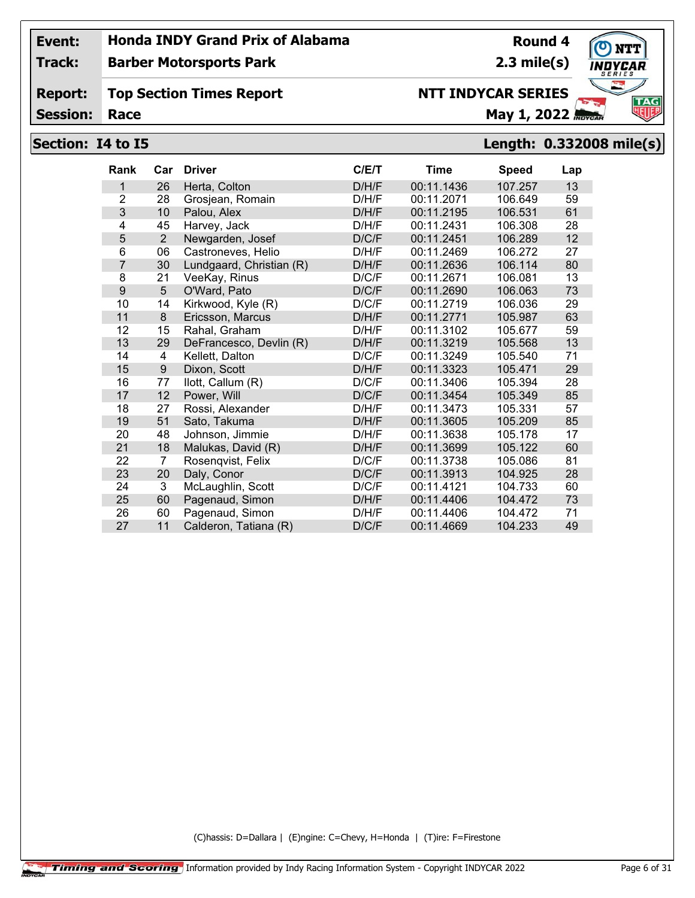| | | | |
|---|---|---|---|
| **Event:** | **Honda INDY Grand Prix of Alabama** | **Round 4** | |
| **Track:** | **Barber Motorsports Park** | **2.3 mile(s)** | |
| **Report:** | **Top Section Times Report** | **NTT INDYCAR SERIES** | |
| **Session:** | **Race** | **May 1, 2022** | |

## Section: I4 to I5 — Length: 0.332008 mile(s)

| Rank | Car | Driver | C/E/T | Time | Speed | Lap |
|---|---|---|---|---|---|---|
| 1 | 26 | Herta, Colton | D/H/F | 00:11.1436 | 107.257 | 13 |
| 2 | 28 | Grosjean, Romain | D/H/F | 00:11.2071 | 106.649 | 59 |
| 3 | 10 | Palou, Alex | D/H/F | 00:11.2195 | 106.531 | 61 |
| 4 | 45 | Harvey, Jack | D/H/F | 00:11.2431 | 106.308 | 28 |
| 5 | 2 | Newgarden, Josef | D/C/F | 00:11.2451 | 106.289 | 12 |
| 6 | 06 | Castroneves, Helio | D/H/F | 00:11.2469 | 106.272 | 27 |
| 7 | 30 | Lundgaard, Christian (R) | D/H/F | 00:11.2636 | 106.114 | 80 |
| 8 | 21 | VeeKay, Rinus | D/C/F | 00:11.2671 | 106.081 | 13 |
| 9 | 5 | O'Ward, Pato | D/C/F | 00:11.2690 | 106.063 | 73 |
| 10 | 14 | Kirkwood, Kyle (R) | D/C/F | 00:11.2719 | 106.036 | 29 |
| 11 | 8 | Ericsson, Marcus | D/H/F | 00:11.2771 | 105.987 | 63 |
| 12 | 15 | Rahal, Graham | D/H/F | 00:11.3102 | 105.677 | 59 |
| 13 | 29 | DeFrancesco, Devlin (R) | D/H/F | 00:11.3219 | 105.568 | 13 |
| 14 | 4 | Kellett, Dalton | D/C/F | 00:11.3249 | 105.540 | 71 |
| 15 | 9 | Dixon, Scott | D/H/F | 00:11.3323 | 105.471 | 29 |
| 16 | 77 | Ilott, Callum (R) | D/C/F | 00:11.3406 | 105.394 | 28 |
| 17 | 12 | Power, Will | D/C/F | 00:11.3454 | 105.349 | 85 |
| 18 | 27 | Rossi, Alexander | D/H/F | 00:11.3473 | 105.331 | 57 |
| 19 | 51 | Sato, Takuma | D/H/F | 00:11.3605 | 105.209 | 85 |
| 20 | 48 | Johnson, Jimmie | D/H/F | 00:11.3638 | 105.178 | 17 |
| 21 | 18 | Malukas, David (R) | D/H/F | 00:11.3699 | 105.122 | 60 |
| 22 | 7 | Rosenqvist, Felix | D/C/F | 00:11.3738 | 105.086 | 81 |
| 23 | 20 | Daly, Conor | D/C/F | 00:11.3913 | 104.925 | 28 |
| 24 | 3 | McLaughlin, Scott | D/C/F | 00:11.4121 | 104.733 | 60 |
| 25 | 60 | Pagenaud, Simon | D/H/F | 00:11.4406 | 104.472 | 73 |
| 26 | 60 | Pagenaud, Simon | D/H/F | 00:11.4406 | 104.472 | 71 |
| 27 | 11 | Calderon, Tatiana (R) | D/C/F | 00:11.4669 | 104.233 | 49 |

(C)hassis: D=Dallara | (E)ngine: C=Chevy, H=Honda | (T)ire: F=Firestone

Timing and Scoring Information provided by Indy Racing Information System - Copyright INDYCAR 2022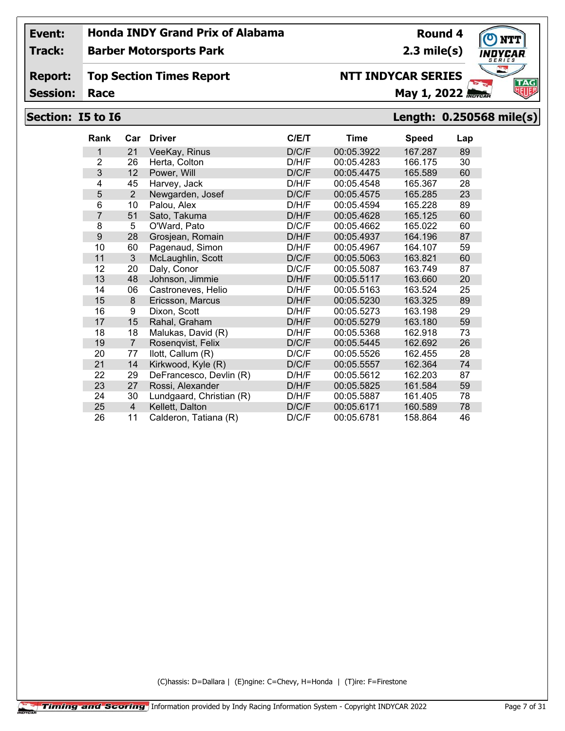**Event:** Honda INDY Grand Prix of Alabama
**Track:** Barber Motorsports Park
**Round 4**
**2.3 mile(s)**

**Report:** Top Section Times Report
**Session:** Race
**NTT INDYCAR SERIES**
**May 1, 2022**

## Section: I5 to I6

**Length: 0.250568 mile(s)**

| Rank | Car | Driver | C/E/T | Time | Speed | Lap |
|---|---|---|---|---|---|---|
| 1 | 21 | VeeKay, Rinus | D/C/F | 00:05.3922 | 167.287 | 89 |
| 2 | 26 | Herta, Colton | D/H/F | 00:05.4283 | 166.175 | 30 |
| 3 | 12 | Power, Will | D/C/F | 00:05.4475 | 165.589 | 60 |
| 4 | 45 | Harvey, Jack | D/H/F | 00:05.4548 | 165.367 | 28 |
| 5 | 2 | Newgarden, Josef | D/C/F | 00:05.4575 | 165.285 | 23 |
| 6 | 10 | Palou, Alex | D/H/F | 00:05.4594 | 165.228 | 89 |
| 7 | 51 | Sato, Takuma | D/H/F | 00:05.4628 | 165.125 | 60 |
| 8 | 5 | O'Ward, Pato | D/C/F | 00:05.4662 | 165.022 | 60 |
| 9 | 28 | Grosjean, Romain | D/H/F | 00:05.4937 | 164.196 | 87 |
| 10 | 60 | Pagenaud, Simon | D/H/F | 00:05.4967 | 164.107 | 59 |
| 11 | 3 | McLaughlin, Scott | D/C/F | 00:05.5063 | 163.821 | 60 |
| 12 | 20 | Daly, Conor | D/C/F | 00:05.5087 | 163.749 | 87 |
| 13 | 48 | Johnson, Jimmie | D/H/F | 00:05.5117 | 163.660 | 20 |
| 14 | 06 | Castroneves, Helio | D/H/F | 00:05.5163 | 163.524 | 25 |
| 15 | 8 | Ericsson, Marcus | D/H/F | 00:05.5230 | 163.325 | 89 |
| 16 | 9 | Dixon, Scott | D/H/F | 00:05.5273 | 163.198 | 29 |
| 17 | 15 | Rahal, Graham | D/H/F | 00:05.5279 | 163.180 | 59 |
| 18 | 18 | Malukas, David (R) | D/H/F | 00:05.5368 | 162.918 | 73 |
| 19 | 7 | Rosenqvist, Felix | D/C/F | 00:05.5445 | 162.692 | 26 |
| 20 | 77 | Ilott, Callum (R) | D/C/F | 00:05.5526 | 162.455 | 28 |
| 21 | 14 | Kirkwood, Kyle (R) | D/C/F | 00:05.5557 | 162.364 | 74 |
| 22 | 29 | DeFrancesco, Devlin (R) | D/H/F | 00:05.5612 | 162.203 | 87 |
| 23 | 27 | Rossi, Alexander | D/H/F | 00:05.5825 | 161.584 | 59 |
| 24 | 30 | Lundgaard, Christian (R) | D/H/F | 00:05.5887 | 161.405 | 78 |
| 25 | 4 | Kellett, Dalton | D/C/F | 00:05.6171 | 160.589 | 78 |
| 26 | 11 | Calderon, Tatiana (R) | D/C/F | 00:05.6781 | 158.864 | 46 |

(C)hassis: D=Dallara | (E)ngine: C=Chevy, H=Honda | (T)ire: F=Firestone

Timing and Scoring Information provided by Indy Racing Information System - Copyright INDYCAR 2022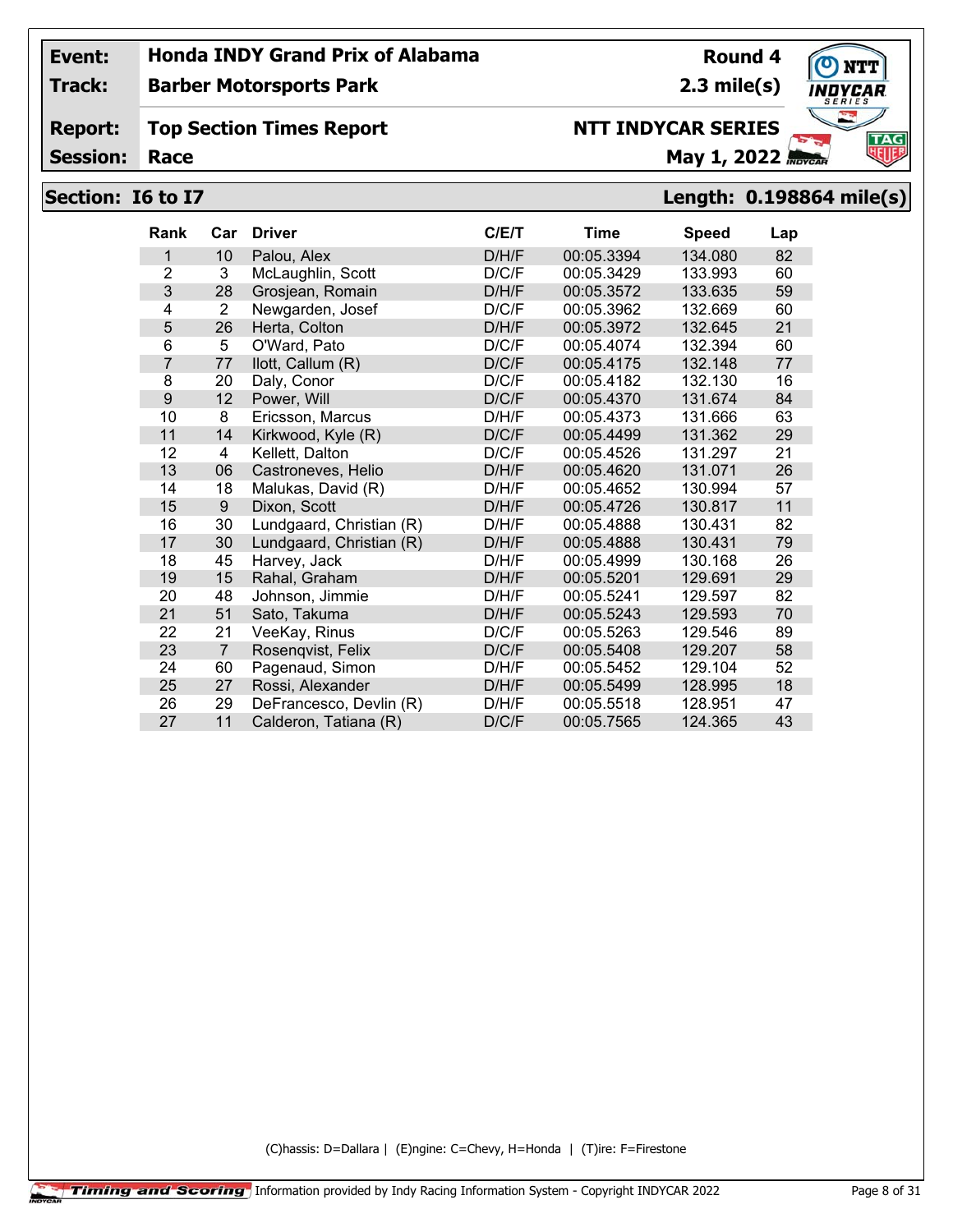| Event: | Honda INDY Grand Prix of Alabama | Round 4 |
|---|---|---|
| Track: | Barber Motorsports Park | 2.3 mile(s) |
| Report: | Top Section Times Report | NTT INDYCAR SERIES |
| Session: | Race | May 1, 2022 |

## Section: I6 to I7 — Length: 0.198864 mile(s)

| Rank | Car | Driver | C/E/T | Time | Speed | Lap |
|---|---|---|---|---|---|---|
| 1 | 10 | Palou, Alex | D/H/F | 00:05.3394 | 134.080 | 82 |
| 2 | 3 | McLaughlin, Scott | D/C/F | 00:05.3429 | 133.993 | 60 |
| 3 | 28 | Grosjean, Romain | D/H/F | 00:05.3572 | 133.635 | 59 |
| 4 | 2 | Newgarden, Josef | D/C/F | 00:05.3962 | 132.669 | 60 |
| 5 | 26 | Herta, Colton | D/H/F | 00:05.3972 | 132.645 | 21 |
| 6 | 5 | O'Ward, Pato | D/C/F | 00:05.4074 | 132.394 | 60 |
| 7 | 77 | Ilott, Callum (R) | D/C/F | 00:05.4175 | 132.148 | 77 |
| 8 | 20 | Daly, Conor | D/C/F | 00:05.4182 | 132.130 | 16 |
| 9 | 12 | Power, Will | D/C/F | 00:05.4370 | 131.674 | 84 |
| 10 | 8 | Ericsson, Marcus | D/H/F | 00:05.4373 | 131.666 | 63 |
| 11 | 14 | Kirkwood, Kyle (R) | D/C/F | 00:05.4499 | 131.362 | 29 |
| 12 | 4 | Kellett, Dalton | D/C/F | 00:05.4526 | 131.297 | 21 |
| 13 | 06 | Castroneves, Helio | D/H/F | 00:05.4620 | 131.071 | 26 |
| 14 | 18 | Malukas, David (R) | D/H/F | 00:05.4652 | 130.994 | 57 |
| 15 | 9 | Dixon, Scott | D/H/F | 00:05.4726 | 130.817 | 11 |
| 16 | 30 | Lundgaard, Christian (R) | D/H/F | 00:05.4888 | 130.431 | 82 |
| 17 | 30 | Lundgaard, Christian (R) | D/H/F | 00:05.4888 | 130.431 | 79 |
| 18 | 45 | Harvey, Jack | D/H/F | 00:05.4999 | 130.168 | 26 |
| 19 | 15 | Rahal, Graham | D/H/F | 00:05.5201 | 129.691 | 29 |
| 20 | 48 | Johnson, Jimmie | D/H/F | 00:05.5241 | 129.597 | 82 |
| 21 | 51 | Sato, Takuma | D/H/F | 00:05.5243 | 129.593 | 70 |
| 22 | 21 | VeeKay, Rinus | D/C/F | 00:05.5263 | 129.546 | 89 |
| 23 | 7 | Rosenqvist, Felix | D/C/F | 00:05.5408 | 129.207 | 58 |
| 24 | 60 | Pagenaud, Simon | D/H/F | 00:05.5452 | 129.104 | 52 |
| 25 | 27 | Rossi, Alexander | D/H/F | 00:05.5499 | 128.995 | 18 |
| 26 | 29 | DeFrancesco, Devlin (R) | D/H/F | 00:05.5518 | 128.951 | 47 |
| 27 | 11 | Calderon, Tatiana (R) | D/C/F | 00:05.7565 | 124.365 | 43 |

(C)hassis: D=Dallara | (E)ngine: C=Chevy, H=Honda | (T)ire: F=Firestone

Timing and Scoring Information provided by Indy Racing Information System - Copyright INDYCAR 2022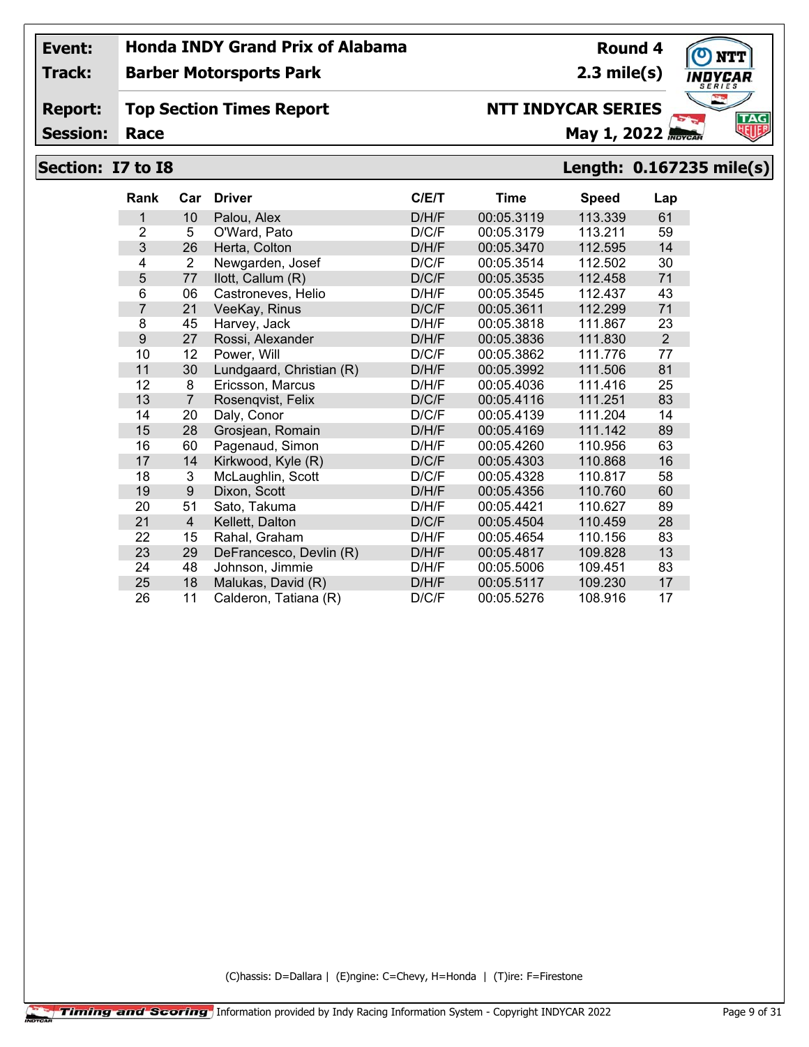| | | | |
|---|---|---|---|
| **Event:** | **Honda INDY Grand Prix of Alabama** | **Round 4** | |
| **Track:** | **Barber Motorsports Park** | **2.3 mile(s)** | |
| **Report:** | **Top Section Times Report** | **NTT INDYCAR SERIES** | |
| **Session:** | **Race** | **May 1, 2022** | |

## Section: I7 to I8 — Length: 0.167235 mile(s)

| Rank | Car | Driver | C/E/T | Time | Speed | Lap |
|---|---|---|---|---|---|---|
| 1 | 10 | Palou, Alex | D/H/F | 00:05.3119 | 113.339 | 61 |
| 2 | 5 | O'Ward, Pato | D/C/F | 00:05.3179 | 113.211 | 59 |
| 3 | 26 | Herta, Colton | D/H/F | 00:05.3470 | 112.595 | 14 |
| 4 | 2 | Newgarden, Josef | D/C/F | 00:05.3514 | 112.502 | 30 |
| 5 | 77 | Ilott, Callum (R) | D/C/F | 00:05.3535 | 112.458 | 71 |
| 6 | 06 | Castroneves, Helio | D/H/F | 00:05.3545 | 112.437 | 43 |
| 7 | 21 | VeeKay, Rinus | D/C/F | 00:05.3611 | 112.299 | 71 |
| 8 | 45 | Harvey, Jack | D/H/F | 00:05.3818 | 111.867 | 23 |
| 9 | 27 | Rossi, Alexander | D/H/F | 00:05.3836 | 111.830 | 2 |
| 10 | 12 | Power, Will | D/C/F | 00:05.3862 | 111.776 | 77 |
| 11 | 30 | Lundgaard, Christian (R) | D/H/F | 00:05.3992 | 111.506 | 81 |
| 12 | 8 | Ericsson, Marcus | D/H/F | 00:05.4036 | 111.416 | 25 |
| 13 | 7 | Rosenqvist, Felix | D/C/F | 00:05.4116 | 111.251 | 83 |
| 14 | 20 | Daly, Conor | D/C/F | 00:05.4139 | 111.204 | 14 |
| 15 | 28 | Grosjean, Romain | D/H/F | 00:05.4169 | 111.142 | 89 |
| 16 | 60 | Pagenaud, Simon | D/H/F | 00:05.4260 | 110.956 | 63 |
| 17 | 14 | Kirkwood, Kyle (R) | D/C/F | 00:05.4303 | 110.868 | 16 |
| 18 | 3 | McLaughlin, Scott | D/C/F | 00:05.4328 | 110.817 | 58 |
| 19 | 9 | Dixon, Scott | D/H/F | 00:05.4356 | 110.760 | 60 |
| 20 | 51 | Sato, Takuma | D/H/F | 00:05.4421 | 110.627 | 89 |
| 21 | 4 | Kellett, Dalton | D/C/F | 00:05.4504 | 110.459 | 28 |
| 22 | 15 | Rahal, Graham | D/H/F | 00:05.4654 | 110.156 | 83 |
| 23 | 29 | DeFrancesco, Devlin (R) | D/H/F | 00:05.4817 | 109.828 | 13 |
| 24 | 48 | Johnson, Jimmie | D/H/F | 00:05.5006 | 109.451 | 83 |
| 25 | 18 | Malukas, David (R) | D/H/F | 00:05.5117 | 109.230 | 17 |
| 26 | 11 | Calderon, Tatiana (R) | D/C/F | 00:05.5276 | 108.916 | 17 |

(C)hassis: D=Dallara | (E)ngine: C=Chevy, H=Honda | (T)ire: F=Firestone

Timing and Scoring — Information provided by Indy Racing Information System - Copyright INDYCAR 2022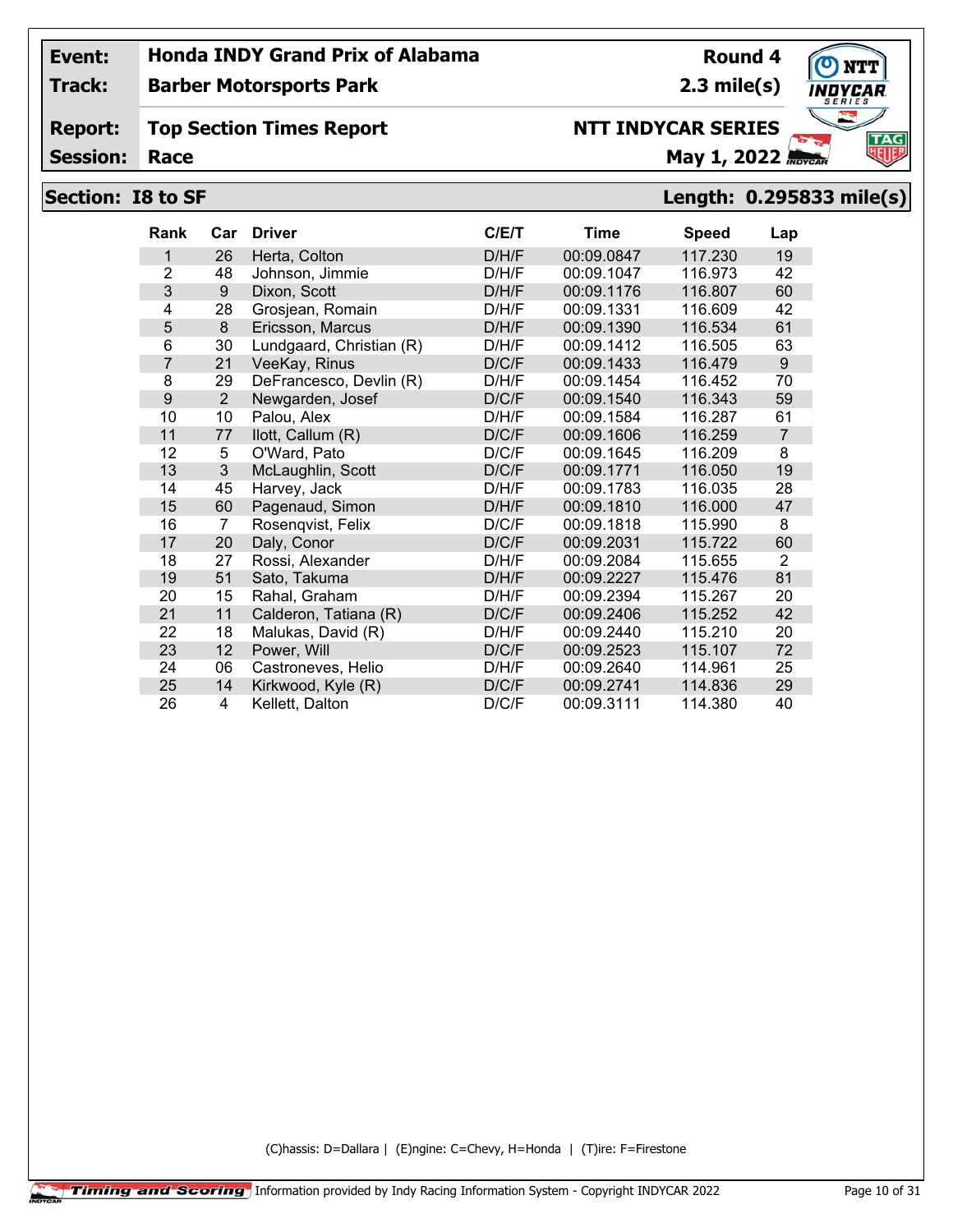| Event: | Honda INDY Grand Prix of Alabama | Round 4 |
|---|---|---|
| Track: | Barber Motorsports Park | 2.3 mile(s) |
| Report: | Top Section Times Report | NTT INDYCAR SERIES |
| Session: | Race | May 1, 2022 |

## Section: I8 to SF

**Length: 0.295833 mile(s)**

| Rank | Car | Driver | C/E/T | Time | Speed | Lap |
|---|---|---|---|---|---|---|
| 1 | 26 | Herta, Colton | D/H/F | 00:09.0847 | 117.230 | 19 |
| 2 | 48 | Johnson, Jimmie | D/H/F | 00:09.1047 | 116.973 | 42 |
| 3 | 9 | Dixon, Scott | D/H/F | 00:09.1176 | 116.807 | 60 |
| 4 | 28 | Grosjean, Romain | D/H/F | 00:09.1331 | 116.609 | 42 |
| 5 | 8 | Ericsson, Marcus | D/H/F | 00:09.1390 | 116.534 | 61 |
| 6 | 30 | Lundgaard, Christian (R) | D/H/F | 00:09.1412 | 116.505 | 63 |
| 7 | 21 | VeeKay, Rinus | D/C/F | 00:09.1433 | 116.479 | 9 |
| 8 | 29 | DeFrancesco, Devlin (R) | D/H/F | 00:09.1454 | 116.452 | 70 |
| 9 | 2 | Newgarden, Josef | D/C/F | 00:09.1540 | 116.343 | 59 |
| 10 | 10 | Palou, Alex | D/H/F | 00:09.1584 | 116.287 | 61 |
| 11 | 77 | Ilott, Callum (R) | D/C/F | 00:09.1606 | 116.259 | 7 |
| 12 | 5 | O'Ward, Pato | D/C/F | 00:09.1645 | 116.209 | 8 |
| 13 | 3 | McLaughlin, Scott | D/C/F | 00:09.1771 | 116.050 | 19 |
| 14 | 45 | Harvey, Jack | D/H/F | 00:09.1783 | 116.035 | 28 |
| 15 | 60 | Pagenaud, Simon | D/H/F | 00:09.1810 | 116.000 | 47 |
| 16 | 7 | Rosenqvist, Felix | D/C/F | 00:09.1818 | 115.990 | 8 |
| 17 | 20 | Daly, Conor | D/C/F | 00:09.2031 | 115.722 | 60 |
| 18 | 27 | Rossi, Alexander | D/H/F | 00:09.2084 | 115.655 | 2 |
| 19 | 51 | Sato, Takuma | D/H/F | 00:09.2227 | 115.476 | 81 |
| 20 | 15 | Rahal, Graham | D/H/F | 00:09.2394 | 115.267 | 20 |
| 21 | 11 | Calderon, Tatiana (R) | D/C/F | 00:09.2406 | 115.252 | 42 |
| 22 | 18 | Malukas, David (R) | D/H/F | 00:09.2440 | 115.210 | 20 |
| 23 | 12 | Power, Will | D/C/F | 00:09.2523 | 115.107 | 72 |
| 24 | 06 | Castroneves, Helio | D/H/F | 00:09.2640 | 114.961 | 25 |
| 25 | 14 | Kirkwood, Kyle (R) | D/C/F | 00:09.2741 | 114.836 | 29 |
| 26 | 4 | Kellett, Dalton | D/C/F | 00:09.3111 | 114.380 | 40 |

(C)hassis: D=Dallara | (E)ngine: C=Chevy, H=Honda | (T)ire: F=Firestone

Timing and Scoring Information provided by Indy Racing Information System - Copyright INDYCAR 2022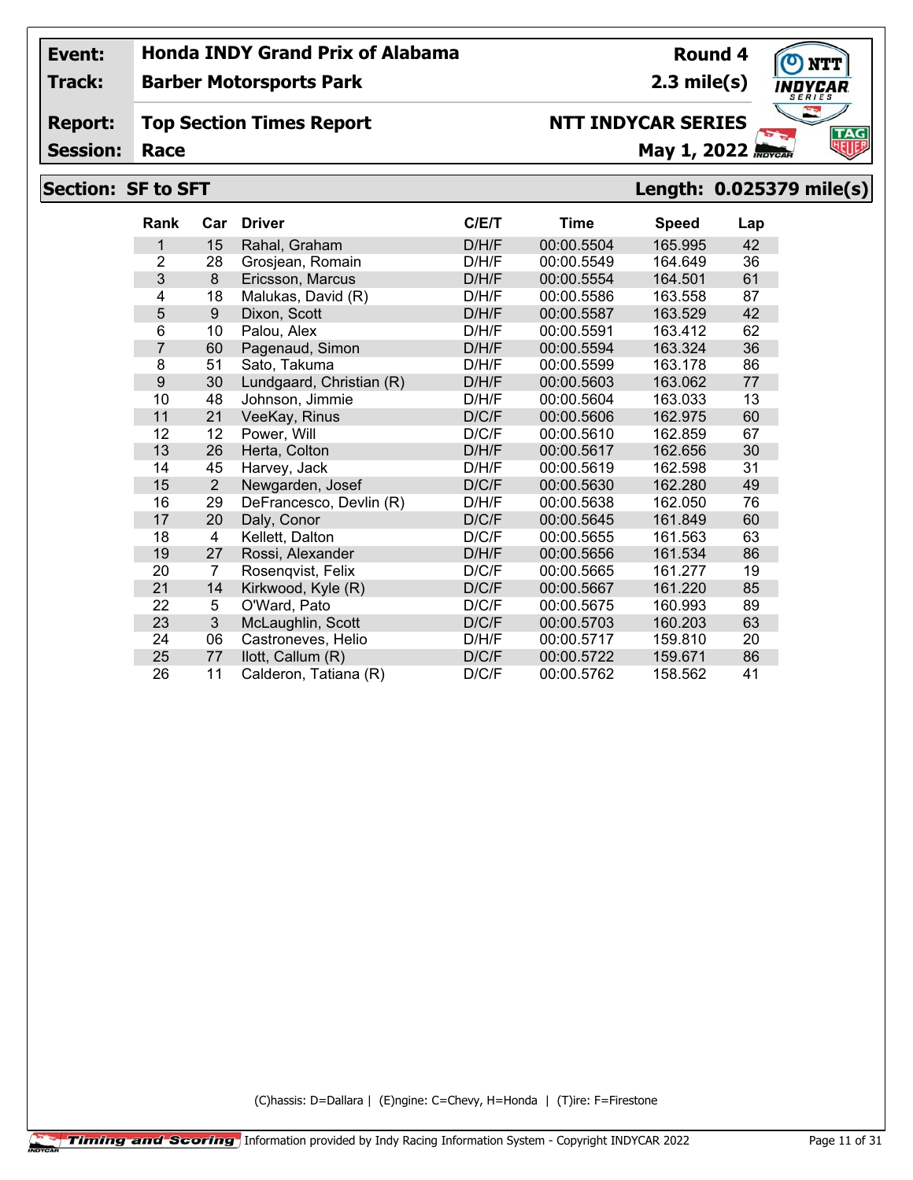**Event:** Honda INDY Grand Prix of Alabama | **Round 4**

**Track:** Barber Motorsports Park | **2.3 mile(s)**

**Report:** Top Section Times Report | **NTT INDYCAR SERIES**

**Session:** Race | **May 1, 2022**

## Section: SF to SFT — Length: 0.025379 mile(s)

| Rank | Car | Driver | C/E/T | Time | Speed | Lap |
|---|---|---|---|---|---|---|
| 1 | 15 | Rahal, Graham | D/H/F | 00:00.5504 | 165.995 | 42 |
| 2 | 28 | Grosjean, Romain | D/H/F | 00:00.5549 | 164.649 | 36 |
| 3 | 8 | Ericsson, Marcus | D/H/F | 00:00.5554 | 164.501 | 61 |
| 4 | 18 | Malukas, David (R) | D/H/F | 00:00.5586 | 163.558 | 87 |
| 5 | 9 | Dixon, Scott | D/H/F | 00:00.5587 | 163.529 | 42 |
| 6 | 10 | Palou, Alex | D/H/F | 00:00.5591 | 163.412 | 62 |
| 7 | 60 | Pagenaud, Simon | D/H/F | 00:00.5594 | 163.324 | 36 |
| 8 | 51 | Sato, Takuma | D/H/F | 00:00.5599 | 163.178 | 86 |
| 9 | 30 | Lundgaard, Christian (R) | D/H/F | 00:00.5603 | 163.062 | 77 |
| 10 | 48 | Johnson, Jimmie | D/H/F | 00:00.5604 | 163.033 | 13 |
| 11 | 21 | VeeKay, Rinus | D/C/F | 00:00.5606 | 162.975 | 60 |
| 12 | 12 | Power, Will | D/C/F | 00:00.5610 | 162.859 | 67 |
| 13 | 26 | Herta, Colton | D/H/F | 00:00.5617 | 162.656 | 30 |
| 14 | 45 | Harvey, Jack | D/H/F | 00:00.5619 | 162.598 | 31 |
| 15 | 2 | Newgarden, Josef | D/C/F | 00:00.5630 | 162.280 | 49 |
| 16 | 29 | DeFrancesco, Devlin (R) | D/H/F | 00:00.5638 | 162.050 | 76 |
| 17 | 20 | Daly, Conor | D/C/F | 00:00.5645 | 161.849 | 60 |
| 18 | 4 | Kellett, Dalton | D/C/F | 00:00.5655 | 161.563 | 63 |
| 19 | 27 | Rossi, Alexander | D/H/F | 00:00.5656 | 161.534 | 86 |
| 20 | 7 | Rosenqvist, Felix | D/C/F | 00:00.5665 | 161.277 | 19 |
| 21 | 14 | Kirkwood, Kyle (R) | D/C/F | 00:00.5667 | 161.220 | 85 |
| 22 | 5 | O'Ward, Pato | D/C/F | 00:00.5675 | 160.993 | 89 |
| 23 | 3 | McLaughlin, Scott | D/C/F | 00:00.5703 | 160.203 | 63 |
| 24 | 06 | Castroneves, Helio | D/H/F | 00:00.5717 | 159.810 | 20 |
| 25 | 77 | Ilott, Callum (R) | D/C/F | 00:00.5722 | 159.671 | 86 |
| 26 | 11 | Calderon, Tatiana (R) | D/C/F | 00:00.5762 | 158.562 | 41 |

(C)hassis: D=Dallara | (E)ngine: C=Chevy, H=Honda | (T)ire: F=Firestone

Timing and Scoring — Information provided by Indy Racing Information System - Copyright INDYCAR 2022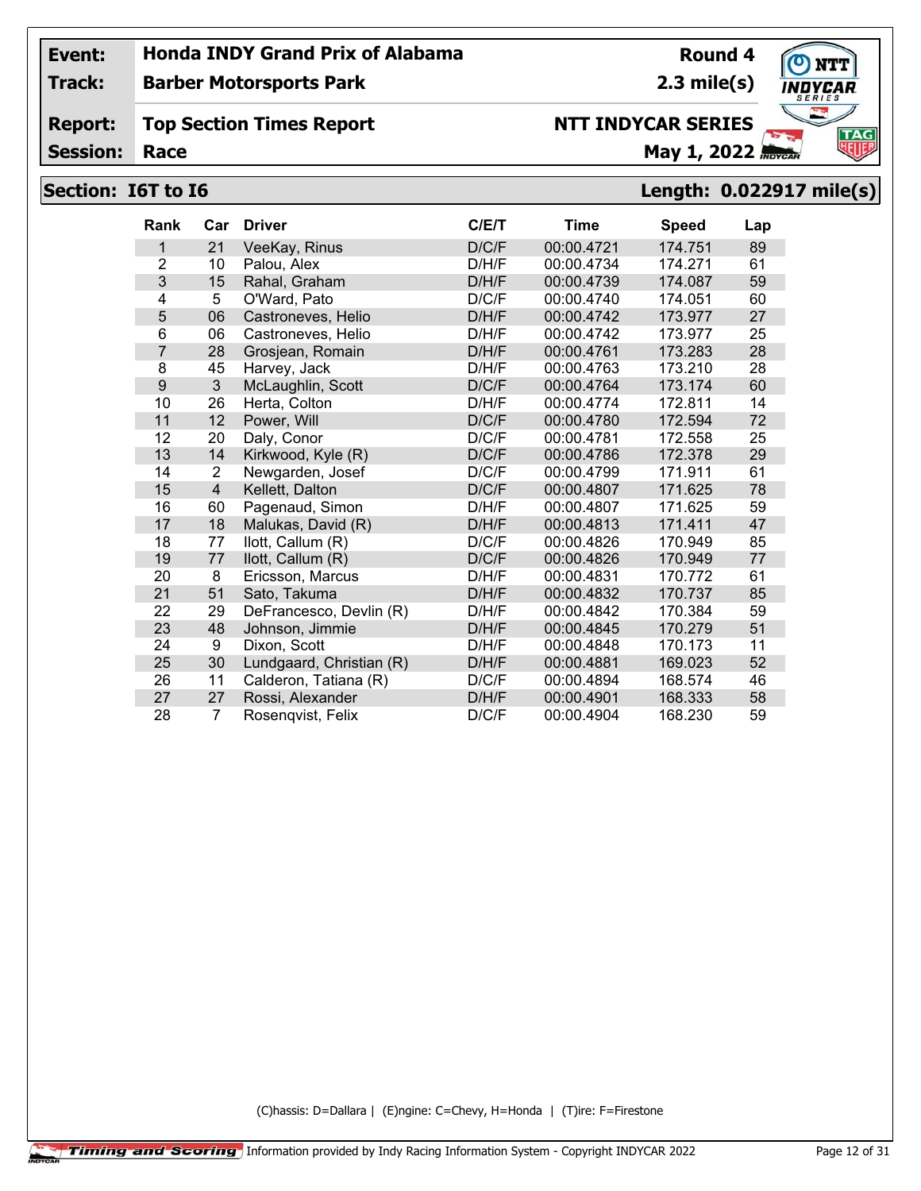| | | | |
|---|---|---|---|
| **Event:** | **Honda INDY Grand Prix of Alabama** | **Round 4** | |
| **Track:** | **Barber Motorsports Park** | **2.3 mile(s)** | |
| **Report:** | **Top Section Times Report** | **NTT INDYCAR SERIES** | |
| **Session:** | **Race** | **May 1, 2022** | |

## Section: I6T to I6 — Length: 0.022917 mile(s)

| Rank | Car | Driver | C/E/T | Time | Speed | Lap |
|---|---|---|---|---|---|---|
| 1 | 21 | VeeKay, Rinus | D/C/F | 00:00.4721 | 174.751 | 89 |
| 2 | 10 | Palou, Alex | D/H/F | 00:00.4734 | 174.271 | 61 |
| 3 | 15 | Rahal, Graham | D/H/F | 00:00.4739 | 174.087 | 59 |
| 4 | 5 | O'Ward, Pato | D/C/F | 00:00.4740 | 174.051 | 60 |
| 5 | 06 | Castroneves, Helio | D/H/F | 00:00.4742 | 173.977 | 27 |
| 6 | 06 | Castroneves, Helio | D/H/F | 00:00.4742 | 173.977 | 25 |
| 7 | 28 | Grosjean, Romain | D/H/F | 00:00.4761 | 173.283 | 28 |
| 8 | 45 | Harvey, Jack | D/H/F | 00:00.4763 | 173.210 | 28 |
| 9 | 3 | McLaughlin, Scott | D/C/F | 00:00.4764 | 173.174 | 60 |
| 10 | 26 | Herta, Colton | D/H/F | 00:00.4774 | 172.811 | 14 |
| 11 | 12 | Power, Will | D/C/F | 00:00.4780 | 172.594 | 72 |
| 12 | 20 | Daly, Conor | D/C/F | 00:00.4781 | 172.558 | 25 |
| 13 | 14 | Kirkwood, Kyle (R) | D/C/F | 00:00.4786 | 172.378 | 29 |
| 14 | 2 | Newgarden, Josef | D/C/F | 00:00.4799 | 171.911 | 61 |
| 15 | 4 | Kellett, Dalton | D/C/F | 00:00.4807 | 171.625 | 78 |
| 16 | 60 | Pagenaud, Simon | D/H/F | 00:00.4807 | 171.625 | 59 |
| 17 | 18 | Malukas, David (R) | D/H/F | 00:00.4813 | 171.411 | 47 |
| 18 | 77 | Ilott, Callum (R) | D/C/F | 00:00.4826 | 170.949 | 85 |
| 19 | 77 | Ilott, Callum (R) | D/C/F | 00:00.4826 | 170.949 | 77 |
| 20 | 8 | Ericsson, Marcus | D/H/F | 00:00.4831 | 170.772 | 61 |
| 21 | 51 | Sato, Takuma | D/H/F | 00:00.4832 | 170.737 | 85 |
| 22 | 29 | DeFrancesco, Devlin (R) | D/H/F | 00:00.4842 | 170.384 | 59 |
| 23 | 48 | Johnson, Jimmie | D/H/F | 00:00.4845 | 170.279 | 51 |
| 24 | 9 | Dixon, Scott | D/H/F | 00:00.4848 | 170.173 | 11 |
| 25 | 30 | Lundgaard, Christian (R) | D/H/F | 00:00.4881 | 169.023 | 52 |
| 26 | 11 | Calderon, Tatiana (R) | D/C/F | 00:00.4894 | 168.574 | 46 |
| 27 | 27 | Rossi, Alexander | D/H/F | 00:00.4901 | 168.333 | 58 |
| 28 | 7 | Rosenqvist, Felix | D/C/F | 00:00.4904 | 168.230 | 59 |

(C)hassis: D=Dallara | (E)ngine: C=Chevy, H=Honda | (T)ire: F=Firestone

Timing and Scoring | Information provided by Indy Racing Information System - Copyright INDYCAR 2022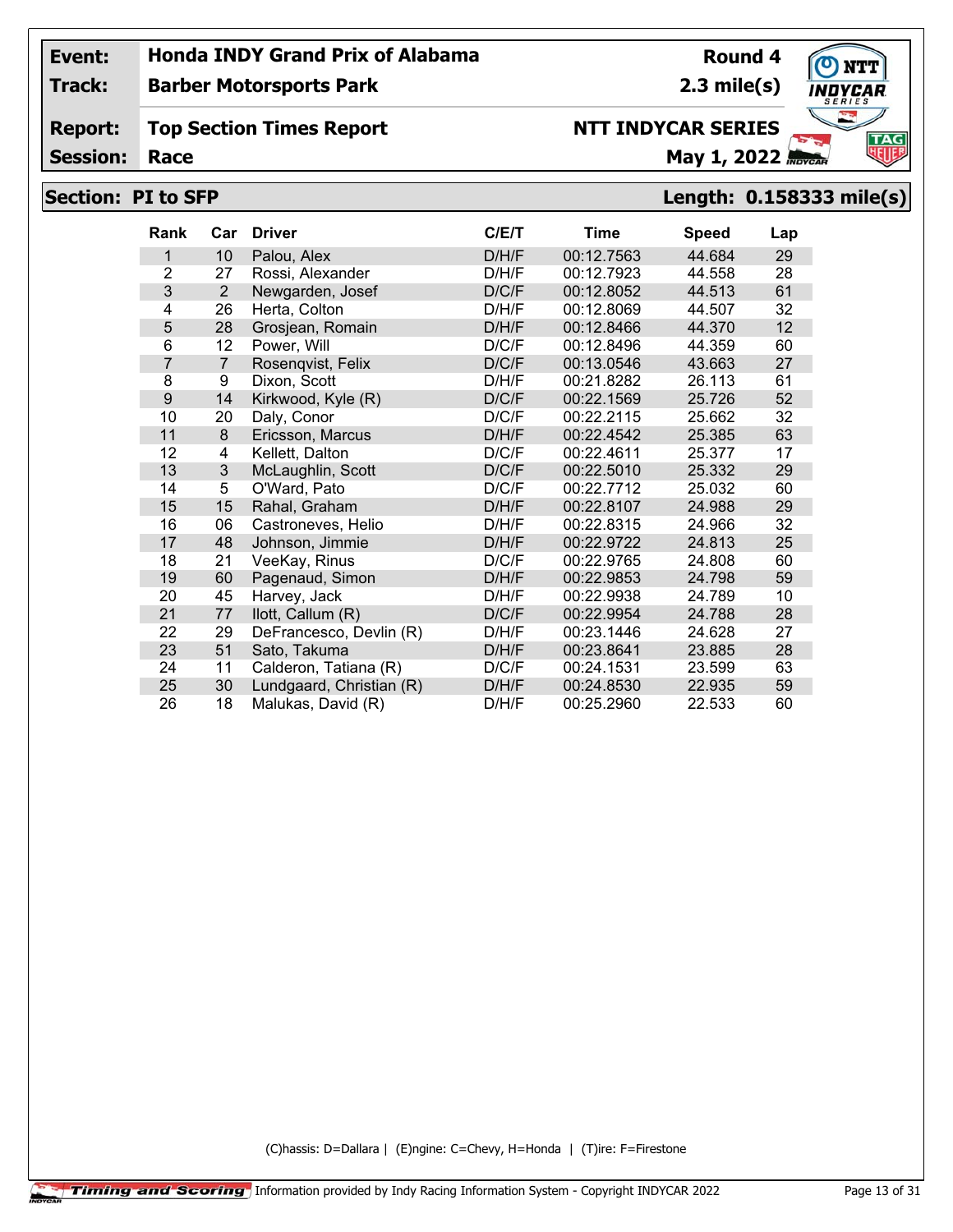**Event:** Honda INDY Grand Prix of Alabama

**Track:** Barber Motorsports Park

**Round 4**

**2.3 mile(s)**

**Report:** Top Section Times Report

**Session:** Race

**NTT INDYCAR SERIES**

**May 1, 2022**

## Section: PI to SFP

**Length: 0.158333 mile(s)**

| Rank | Car | Driver | C/E/T | Time | Speed | Lap |
|---|---|---|---|---|---|---|
| 1 | 10 | Palou, Alex | D/H/F | 00:12.7563 | 44.684 | 29 |
| 2 | 27 | Rossi, Alexander | D/H/F | 00:12.7923 | 44.558 | 28 |
| 3 | 2 | Newgarden, Josef | D/C/F | 00:12.8052 | 44.513 | 61 |
| 4 | 26 | Herta, Colton | D/H/F | 00:12.8069 | 44.507 | 32 |
| 5 | 28 | Grosjean, Romain | D/H/F | 00:12.8466 | 44.370 | 12 |
| 6 | 12 | Power, Will | D/C/F | 00:12.8496 | 44.359 | 60 |
| 7 | 7 | Rosenqvist, Felix | D/C/F | 00:13.0546 | 43.663 | 27 |
| 8 | 9 | Dixon, Scott | D/H/F | 00:21.8282 | 26.113 | 61 |
| 9 | 14 | Kirkwood, Kyle (R) | D/C/F | 00:22.1569 | 25.726 | 52 |
| 10 | 20 | Daly, Conor | D/C/F | 00:22.2115 | 25.662 | 32 |
| 11 | 8 | Ericsson, Marcus | D/H/F | 00:22.4542 | 25.385 | 63 |
| 12 | 4 | Kellett, Dalton | D/C/F | 00:22.4611 | 25.377 | 17 |
| 13 | 3 | McLaughlin, Scott | D/C/F | 00:22.5010 | 25.332 | 29 |
| 14 | 5 | O'Ward, Pato | D/C/F | 00:22.7712 | 25.032 | 60 |
| 15 | 15 | Rahal, Graham | D/H/F | 00:22.8107 | 24.988 | 29 |
| 16 | 06 | Castroneves, Helio | D/H/F | 00:22.8315 | 24.966 | 32 |
| 17 | 48 | Johnson, Jimmie | D/H/F | 00:22.9722 | 24.813 | 25 |
| 18 | 21 | VeeKay, Rinus | D/C/F | 00:22.9765 | 24.808 | 60 |
| 19 | 60 | Pagenaud, Simon | D/H/F | 00:22.9853 | 24.798 | 59 |
| 20 | 45 | Harvey, Jack | D/H/F | 00:22.9938 | 24.789 | 10 |
| 21 | 77 | Ilott, Callum (R) | D/C/F | 00:22.9954 | 24.788 | 28 |
| 22 | 29 | DeFrancesco, Devlin (R) | D/H/F | 00:23.1446 | 24.628 | 27 |
| 23 | 51 | Sato, Takuma | D/H/F | 00:23.8641 | 23.885 | 28 |
| 24 | 11 | Calderon, Tatiana (R) | D/C/F | 00:24.1531 | 23.599 | 63 |
| 25 | 30 | Lundgaard, Christian (R) | D/H/F | 00:24.8530 | 22.935 | 59 |
| 26 | 18 | Malukas, David (R) | D/H/F | 00:25.2960 | 22.533 | 60 |

(C)hassis: D=Dallara | (E)ngine: C=Chevy, H=Honda | (T)ire: F=Firestone

Information provided by Indy Racing Information System - Copyright INDYCAR 2022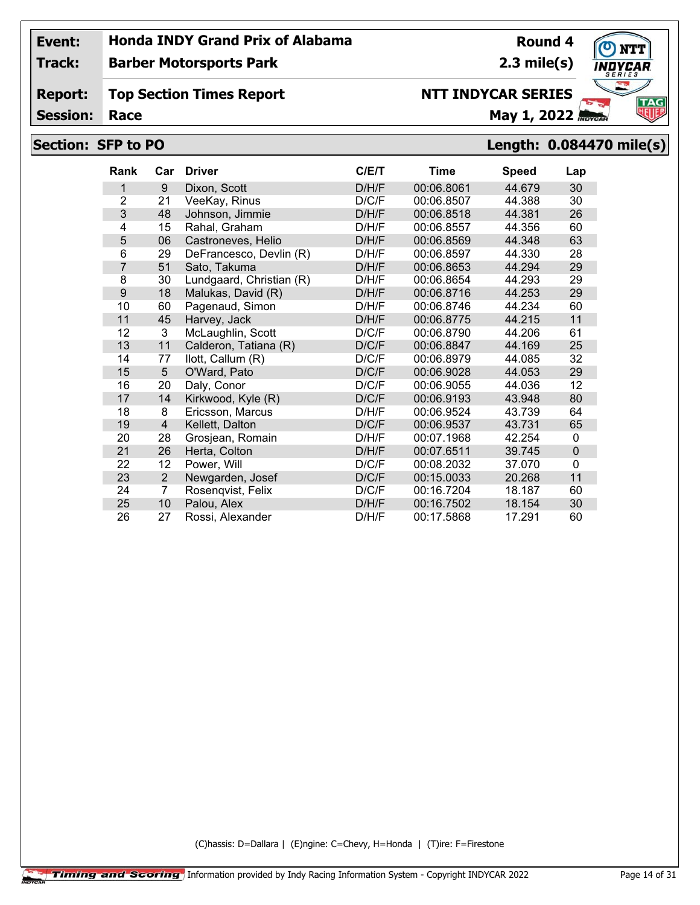**Event:** Honda INDY Grand Prix of Alabama

**Track:** Barber Motorsports Park

**Round 4**

**2.3 mile(s)**

**Report:** Top Section Times Report

**Session:** Race

**NTT INDYCAR SERIES**

**May 1, 2022**

## Section: SFP to PO

**Length: 0.084470 mile(s)**

| Rank | Car | Driver | C/E/T | Time | Speed | Lap |
|---|---|---|---|---|---|---|
| 1 | 9 | Dixon, Scott | D/H/F | 00:06.8061 | 44.679 | 30 |
| 2 | 21 | VeeKay, Rinus | D/C/F | 00:06.8507 | 44.388 | 30 |
| 3 | 48 | Johnson, Jimmie | D/H/F | 00:06.8518 | 44.381 | 26 |
| 4 | 15 | Rahal, Graham | D/H/F | 00:06.8557 | 44.356 | 60 |
| 5 | 06 | Castroneves, Helio | D/H/F | 00:06.8569 | 44.348 | 63 |
| 6 | 29 | DeFrancesco, Devlin (R) | D/H/F | 00:06.8597 | 44.330 | 28 |
| 7 | 51 | Sato, Takuma | D/H/F | 00:06.8653 | 44.294 | 29 |
| 8 | 30 | Lundgaard, Christian (R) | D/H/F | 00:06.8654 | 44.293 | 29 |
| 9 | 18 | Malukas, David (R) | D/H/F | 00:06.8716 | 44.253 | 29 |
| 10 | 60 | Pagenaud, Simon | D/H/F | 00:06.8746 | 44.234 | 60 |
| 11 | 45 | Harvey, Jack | D/H/F | 00:06.8775 | 44.215 | 11 |
| 12 | 3 | McLaughlin, Scott | D/C/F | 00:06.8790 | 44.206 | 61 |
| 13 | 11 | Calderon, Tatiana (R) | D/C/F | 00:06.8847 | 44.169 | 25 |
| 14 | 77 | Ilott, Callum (R) | D/C/F | 00:06.8979 | 44.085 | 32 |
| 15 | 5 | O'Ward, Pato | D/C/F | 00:06.9028 | 44.053 | 29 |
| 16 | 20 | Daly, Conor | D/C/F | 00:06.9055 | 44.036 | 12 |
| 17 | 14 | Kirkwood, Kyle (R) | D/C/F | 00:06.9193 | 43.948 | 80 |
| 18 | 8 | Ericsson, Marcus | D/H/F | 00:06.9524 | 43.739 | 64 |
| 19 | 4 | Kellett, Dalton | D/C/F | 00:06.9537 | 43.731 | 65 |
| 20 | 28 | Grosjean, Romain | D/H/F | 00:07.1968 | 42.254 | 0 |
| 21 | 26 | Herta, Colton | D/H/F | 00:07.6511 | 39.745 | 0 |
| 22 | 12 | Power, Will | D/C/F | 00:08.2032 | 37.070 | 0 |
| 23 | 2 | Newgarden, Josef | D/C/F | 00:15.0033 | 20.268 | 11 |
| 24 | 7 | Rosenqvist, Felix | D/C/F | 00:16.7204 | 18.187 | 60 |
| 25 | 10 | Palou, Alex | D/H/F | 00:16.7502 | 18.154 | 30 |
| 26 | 27 | Rossi, Alexander | D/H/F | 00:17.5868 | 17.291 | 60 |

(C)hassis: D=Dallara | (E)ngine: C=Chevy, H=Honda | (T)ire: F=Firestone

Timing and Scoring Information provided by Indy Racing Information System - Copyright INDYCAR 2022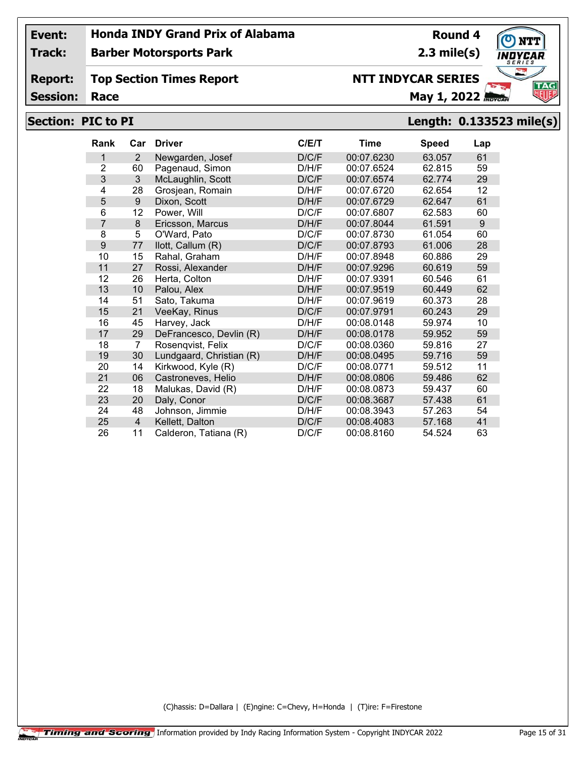**Event:** Honda INDY Grand Prix of Alabama
**Track:** Barber Motorsports Park
**Report:** Top Section Times Report
**Session:** Race

**Round 4**
**2.3 mile(s)**
**NTT INDYCAR SERIES**
**May 1, 2022**

## Section: PIC to PI

**Length: 0.133523 mile(s)**

| Rank | Car | Driver | C/E/T | Time | Speed | Lap |
|---|---|---|---|---|---|---|
| 1 | 2 | Newgarden, Josef | D/C/F | 00:07.6230 | 63.057 | 61 |
| 2 | 60 | Pagenaud, Simon | D/H/F | 00:07.6524 | 62.815 | 59 |
| 3 | 3 | McLaughlin, Scott | D/C/F | 00:07.6574 | 62.774 | 29 |
| 4 | 28 | Grosjean, Romain | D/H/F | 00:07.6720 | 62.654 | 12 |
| 5 | 9 | Dixon, Scott | D/H/F | 00:07.6729 | 62.647 | 61 |
| 6 | 12 | Power, Will | D/C/F | 00:07.6807 | 62.583 | 60 |
| 7 | 8 | Ericsson, Marcus | D/H/F | 00:07.8044 | 61.591 | 9 |
| 8 | 5 | O'Ward, Pato | D/C/F | 00:07.8730 | 61.054 | 60 |
| 9 | 77 | Ilott, Callum (R) | D/C/F | 00:07.8793 | 61.006 | 28 |
| 10 | 15 | Rahal, Graham | D/H/F | 00:07.8948 | 60.886 | 29 |
| 11 | 27 | Rossi, Alexander | D/H/F | 00:07.9296 | 60.619 | 59 |
| 12 | 26 | Herta, Colton | D/H/F | 00:07.9391 | 60.546 | 61 |
| 13 | 10 | Palou, Alex | D/H/F | 00:07.9519 | 60.449 | 62 |
| 14 | 51 | Sato, Takuma | D/H/F | 00:07.9619 | 60.373 | 28 |
| 15 | 21 | VeeKay, Rinus | D/C/F | 00:07.9791 | 60.243 | 29 |
| 16 | 45 | Harvey, Jack | D/H/F | 00:08.0148 | 59.974 | 10 |
| 17 | 29 | DeFrancesco, Devlin (R) | D/H/F | 00:08.0178 | 59.952 | 59 |
| 18 | 7 | Rosenqvist, Felix | D/C/F | 00:08.0360 | 59.816 | 27 |
| 19 | 30 | Lundgaard, Christian (R) | D/H/F | 00:08.0495 | 59.716 | 59 |
| 20 | 14 | Kirkwood, Kyle (R) | D/C/F | 00:08.0771 | 59.512 | 11 |
| 21 | 06 | Castroneves, Helio | D/H/F | 00:08.0806 | 59.486 | 62 |
| 22 | 18 | Malukas, David (R) | D/H/F | 00:08.0873 | 59.437 | 60 |
| 23 | 20 | Daly, Conor | D/C/F | 00:08.3687 | 57.438 | 61 |
| 24 | 48 | Johnson, Jimmie | D/H/F | 00:08.3943 | 57.263 | 54 |
| 25 | 4 | Kellett, Dalton | D/C/F | 00:08.4083 | 57.168 | 41 |
| 26 | 11 | Calderon, Tatiana (R) | D/C/F | 00:08.8160 | 54.524 | 63 |

(C)hassis: D=Dallara | (E)ngine: C=Chevy, H=Honda | (T)ire: F=Firestone

Timing and Scoring Information provided by Indy Racing Information System - Copyright INDYCAR 2022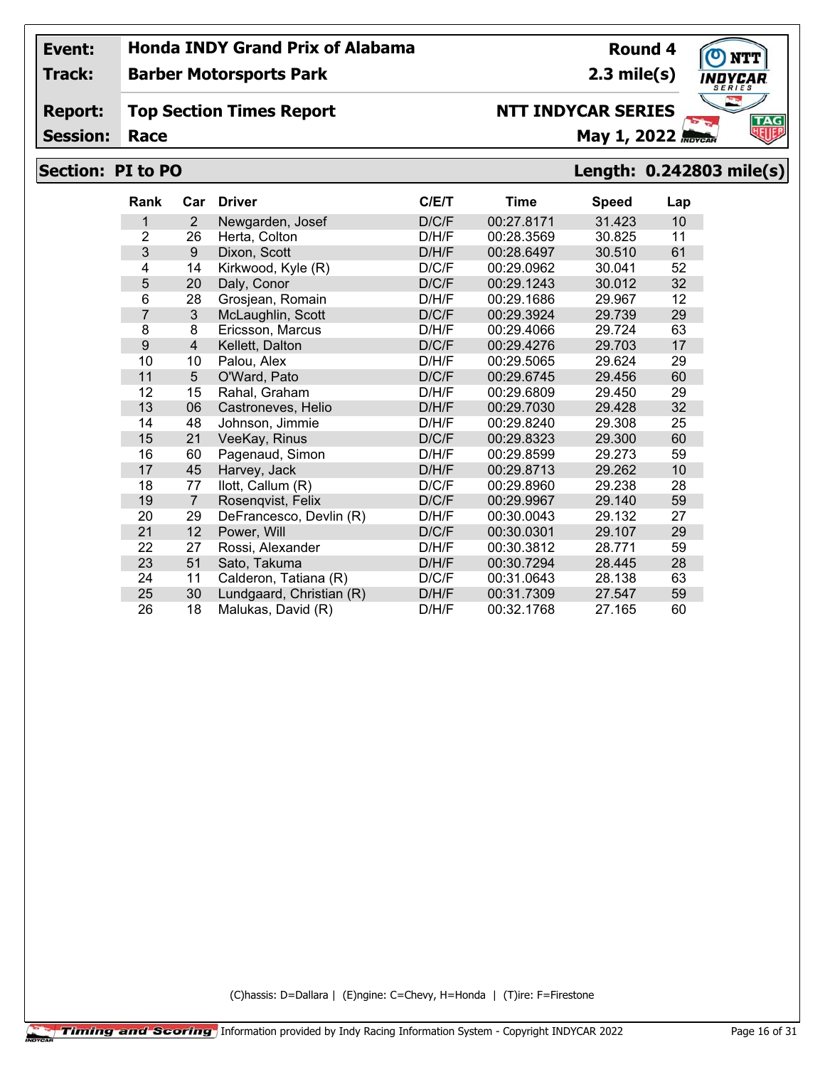**Event:** Honda INDY Grand Prix of Alabama — **Round 4**

**Track:** Barber Motorsports Park — **2.3 mile(s)**

**Report:** Top Section Times Report — **NTT INDYCAR SERIES**

**Session:** Race — **May 1, 2022**

## Section: PI to PO — Length: 0.242803 mile(s)

| Rank | Car | Driver | C/E/T | Time | Speed | Lap |
|---|---|---|---|---|---|---|
| 1 | 2 | Newgarden, Josef | D/C/F | 00:27.8171 | 31.423 | 10 |
| 2 | 26 | Herta, Colton | D/H/F | 00:28.3569 | 30.825 | 11 |
| 3 | 9 | Dixon, Scott | D/H/F | 00:28.6497 | 30.510 | 61 |
| 4 | 14 | Kirkwood, Kyle (R) | D/C/F | 00:29.0962 | 30.041 | 52 |
| 5 | 20 | Daly, Conor | D/C/F | 00:29.1243 | 30.012 | 32 |
| 6 | 28 | Grosjean, Romain | D/H/F | 00:29.1686 | 29.967 | 12 |
| 7 | 3 | McLaughlin, Scott | D/C/F | 00:29.3924 | 29.739 | 29 |
| 8 | 8 | Ericsson, Marcus | D/H/F | 00:29.4066 | 29.724 | 63 |
| 9 | 4 | Kellett, Dalton | D/C/F | 00:29.4276 | 29.703 | 17 |
| 10 | 10 | Palou, Alex | D/H/F | 00:29.5065 | 29.624 | 29 |
| 11 | 5 | O'Ward, Pato | D/C/F | 00:29.6745 | 29.456 | 60 |
| 12 | 15 | Rahal, Graham | D/H/F | 00:29.6809 | 29.450 | 29 |
| 13 | 06 | Castroneves, Helio | D/H/F | 00:29.7030 | 29.428 | 32 |
| 14 | 48 | Johnson, Jimmie | D/H/F | 00:29.8240 | 29.308 | 25 |
| 15 | 21 | VeeKay, Rinus | D/C/F | 00:29.8323 | 29.300 | 60 |
| 16 | 60 | Pagenaud, Simon | D/H/F | 00:29.8599 | 29.273 | 59 |
| 17 | 45 | Harvey, Jack | D/H/F | 00:29.8713 | 29.262 | 10 |
| 18 | 77 | Ilott, Callum (R) | D/C/F | 00:29.8960 | 29.238 | 28 |
| 19 | 7 | Rosenqvist, Felix | D/C/F | 00:29.9967 | 29.140 | 59 |
| 20 | 29 | DeFrancesco, Devlin (R) | D/H/F | 00:30.0043 | 29.132 | 27 |
| 21 | 12 | Power, Will | D/C/F | 00:30.0301 | 29.107 | 29 |
| 22 | 27 | Rossi, Alexander | D/H/F | 00:30.3812 | 28.771 | 59 |
| 23 | 51 | Sato, Takuma | D/H/F | 00:30.7294 | 28.445 | 28 |
| 24 | 11 | Calderon, Tatiana (R) | D/C/F | 00:31.0643 | 28.138 | 63 |
| 25 | 30 | Lundgaard, Christian (R) | D/H/F | 00:31.7309 | 27.547 | 59 |
| 26 | 18 | Malukas, David (R) | D/H/F | 00:32.1768 | 27.165 | 60 |

(C)hassis: D=Dallara | (E)ngine: C=Chevy, H=Honda | (T)ire: F=Firestone

Timing and Scoring — Information provided by Indy Racing Information System - Copyright INDYCAR 2022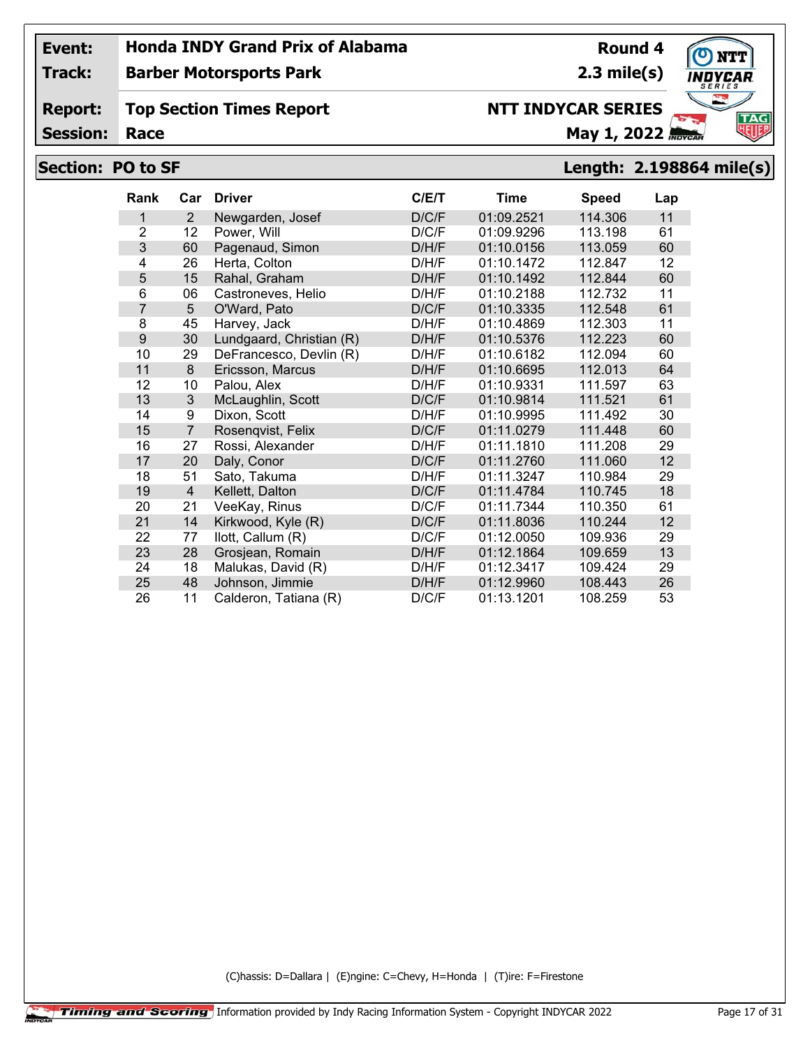**Event:** Honda INDY Grand Prix of Alabama — **Round 4**

**Track:** Barber Motorsports Park — **2.3 mile(s)**

**Report:** Top Section Times Report — **NTT INDYCAR SERIES**

**Session:** Race — **May 1, 2022**

## Section: PO to SF — Length: 2.198864 mile(s)

| Rank | Car | Driver | C/E/T | Time | Speed | Lap |
|---|---|---|---|---|---|---|
| 1 | 2 | Newgarden, Josef | D/C/F | 01:09.2521 | 114.306 | 11 |
| 2 | 12 | Power, Will | D/C/F | 01:09.9296 | 113.198 | 61 |
| 3 | 60 | Pagenaud, Simon | D/H/F | 01:10.0156 | 113.059 | 60 |
| 4 | 26 | Herta, Colton | D/H/F | 01:10.1472 | 112.847 | 12 |
| 5 | 15 | Rahal, Graham | D/H/F | 01:10.1492 | 112.844 | 60 |
| 6 | 06 | Castroneves, Helio | D/H/F | 01:10.2188 | 112.732 | 11 |
| 7 | 5 | O'Ward, Pato | D/C/F | 01:10.3335 | 112.548 | 61 |
| 8 | 45 | Harvey, Jack | D/H/F | 01:10.4869 | 112.303 | 11 |
| 9 | 30 | Lundgaard, Christian (R) | D/H/F | 01:10.5376 | 112.223 | 60 |
| 10 | 29 | DeFrancesco, Devlin (R) | D/H/F | 01:10.6182 | 112.094 | 60 |
| 11 | 8 | Ericsson, Marcus | D/H/F | 01:10.6695 | 112.013 | 64 |
| 12 | 10 | Palou, Alex | D/H/F | 01:10.9331 | 111.597 | 63 |
| 13 | 3 | McLaughlin, Scott | D/C/F | 01:10.9814 | 111.521 | 61 |
| 14 | 9 | Dixon, Scott | D/H/F | 01:10.9995 | 111.492 | 30 |
| 15 | 7 | Rosenqvist, Felix | D/C/F | 01:11.0279 | 111.448 | 60 |
| 16 | 27 | Rossi, Alexander | D/H/F | 01:11.1810 | 111.208 | 29 |
| 17 | 20 | Daly, Conor | D/C/F | 01:11.2760 | 111.060 | 12 |
| 18 | 51 | Sato, Takuma | D/H/F | 01:11.3247 | 110.984 | 29 |
| 19 | 4 | Kellett, Dalton | D/C/F | 01:11.4784 | 110.745 | 18 |
| 20 | 21 | VeeKay, Rinus | D/C/F | 01:11.7344 | 110.350 | 61 |
| 21 | 14 | Kirkwood, Kyle (R) | D/C/F | 01:11.8036 | 110.244 | 12 |
| 22 | 77 | Ilott, Callum (R) | D/C/F | 01:12.0050 | 109.936 | 29 |
| 23 | 28 | Grosjean, Romain | D/H/F | 01:12.1864 | 109.659 | 13 |
| 24 | 18 | Malukas, David (R) | D/H/F | 01:12.3417 | 109.424 | 29 |
| 25 | 48 | Johnson, Jimmie | D/H/F | 01:12.9960 | 108.443 | 26 |
| 26 | 11 | Calderon, Tatiana (R) | D/C/F | 01:13.1201 | 108.259 | 53 |

(C)hassis: D=Dallara | (E)ngine: C=Chevy, H=Honda | (T)ire: F=Firestone

Timing and Scoring — Information provided by Indy Racing Information System - Copyright INDYCAR 2022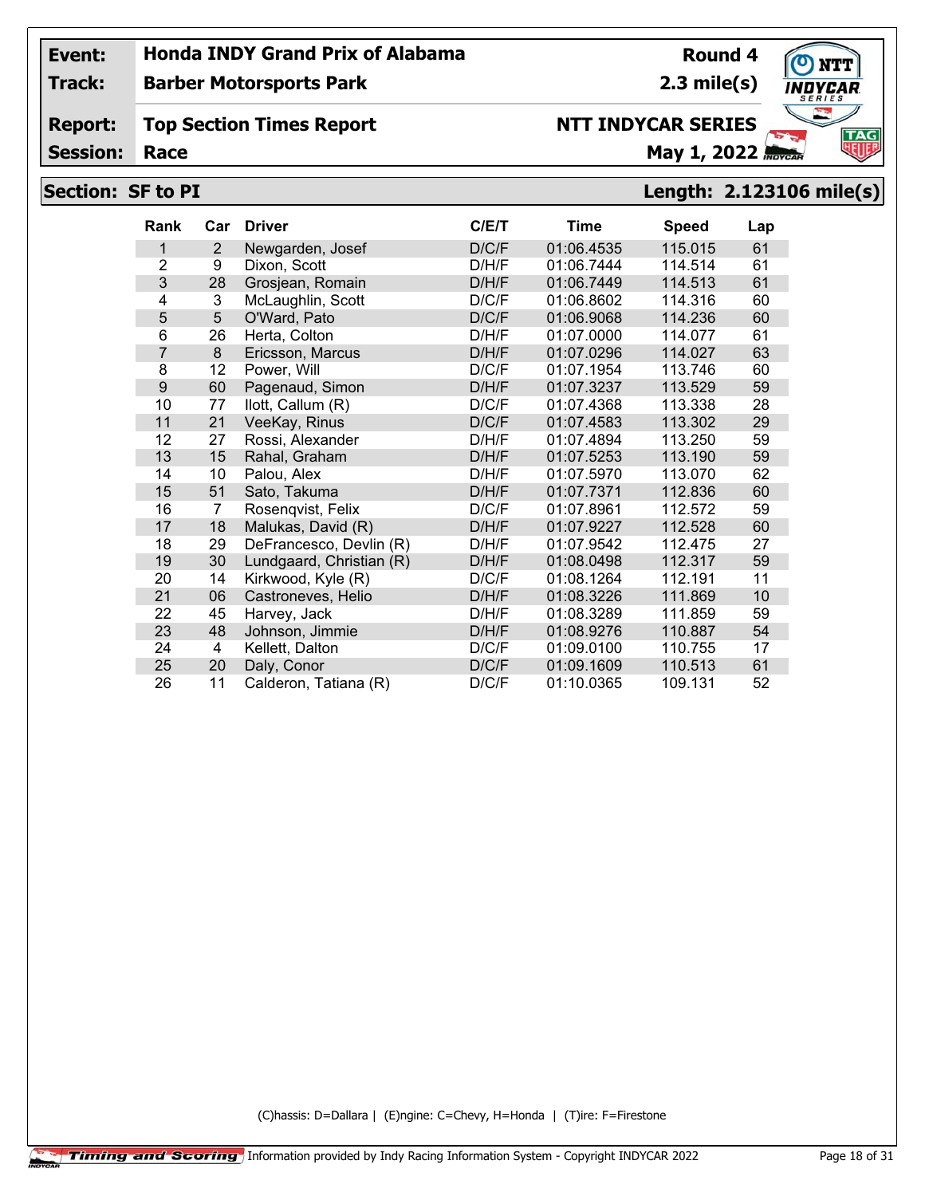**Event:** Honda INDY Grand Prix of Alabama **Round 4**

**Track:** Barber Motorsports Park **2.3 mile(s)**

**Report:** Top Section Times Report **NTT INDYCAR SERIES**

**Session:** Race **May 1, 2022**

## Section: SF to PI Length: 2.123106 mile(s)

| Rank | Car | Driver | C/E/T | Time | Speed | Lap |
|---|---|---|---|---|---|---|
| 1 | 2 | Newgarden, Josef | D/C/F | 01:06.4535 | 115.015 | 61 |
| 2 | 9 | Dixon, Scott | D/H/F | 01:06.7444 | 114.514 | 61 |
| 3 | 28 | Grosjean, Romain | D/H/F | 01:06.7449 | 114.513 | 61 |
| 4 | 3 | McLaughlin, Scott | D/C/F | 01:06.8602 | 114.316 | 60 |
| 5 | 5 | O'Ward, Pato | D/C/F | 01:06.9068 | 114.236 | 60 |
| 6 | 26 | Herta, Colton | D/H/F | 01:07.0000 | 114.077 | 61 |
| 7 | 8 | Ericsson, Marcus | D/H/F | 01:07.0296 | 114.027 | 63 |
| 8 | 12 | Power, Will | D/C/F | 01:07.1954 | 113.746 | 60 |
| 9 | 60 | Pagenaud, Simon | D/H/F | 01:07.3237 | 113.529 | 59 |
| 10 | 77 | Ilott, Callum (R) | D/C/F | 01:07.4368 | 113.338 | 28 |
| 11 | 21 | VeeKay, Rinus | D/C/F | 01:07.4583 | 113.302 | 29 |
| 12 | 27 | Rossi, Alexander | D/H/F | 01:07.4894 | 113.250 | 59 |
| 13 | 15 | Rahal, Graham | D/H/F | 01:07.5253 | 113.190 | 59 |
| 14 | 10 | Palou, Alex | D/H/F | 01:07.5970 | 113.070 | 62 |
| 15 | 51 | Sato, Takuma | D/H/F | 01:07.7371 | 112.836 | 60 |
| 16 | 7 | Rosenqvist, Felix | D/C/F | 01:07.8961 | 112.572 | 59 |
| 17 | 18 | Malukas, David (R) | D/H/F | 01:07.9227 | 112.528 | 60 |
| 18 | 29 | DeFrancesco, Devlin (R) | D/H/F | 01:07.9542 | 112.475 | 27 |
| 19 | 30 | Lundgaard, Christian (R) | D/H/F | 01:08.0498 | 112.317 | 59 |
| 20 | 14 | Kirkwood, Kyle (R) | D/C/F | 01:08.1264 | 112.191 | 11 |
| 21 | 06 | Castroneves, Helio | D/H/F | 01:08.3226 | 111.869 | 10 |
| 22 | 45 | Harvey, Jack | D/H/F | 01:08.3289 | 111.859 | 59 |
| 23 | 48 | Johnson, Jimmie | D/H/F | 01:08.9276 | 110.887 | 54 |
| 24 | 4 | Kellett, Dalton | D/C/F | 01:09.0100 | 110.755 | 17 |
| 25 | 20 | Daly, Conor | D/C/F | 01:09.1609 | 110.513 | 61 |
| 26 | 11 | Calderon, Tatiana (R) | D/C/F | 01:10.0365 | 109.131 | 52 |

(C)hassis: D=Dallara | (E)ngine: C=Chevy, H=Honda | (T)ire: F=Firestone

Timing and Scoring Information provided by Indy Racing Information System - Copyright INDYCAR 2022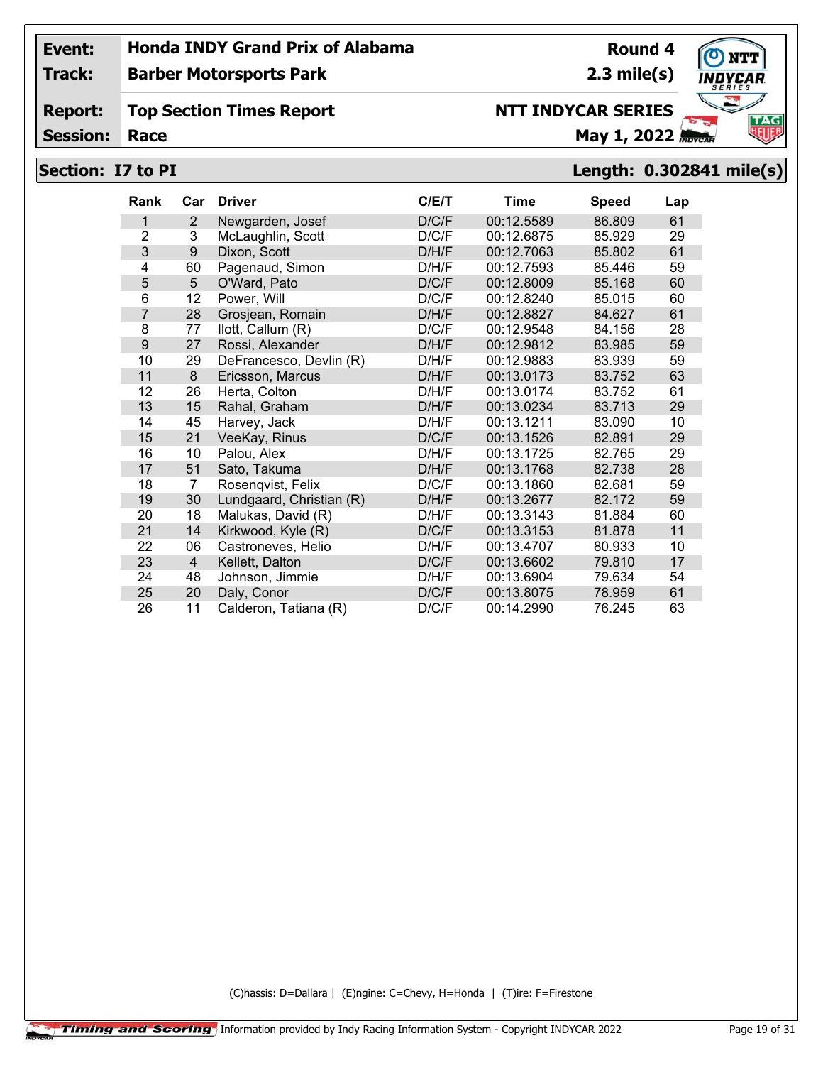| | | | |
|---|---|---|---|
| **Event:** | **Honda INDY Grand Prix of Alabama** | **Round 4** | |
| **Track:** | **Barber Motorsports Park** | **2.3 mile(s)** | |
| **Report:** | **Top Section Times Report** | **NTT INDYCAR SERIES** | |
| **Session:** | **Race** | **May 1, 2022** | |

## Section: I7 to PI    Length: 0.302841 mile(s)

| Rank | Car | Driver | C/E/T | Time | Speed | Lap |
|---|---|---|---|---|---|---|
| 1 | 2 | Newgarden, Josef | D/C/F | 00:12.5589 | 86.809 | 61 |
| 2 | 3 | McLaughlin, Scott | D/C/F | 00:12.6875 | 85.929 | 29 |
| 3 | 9 | Dixon, Scott | D/H/F | 00:12.7063 | 85.802 | 61 |
| 4 | 60 | Pagenaud, Simon | D/H/F | 00:12.7593 | 85.446 | 59 |
| 5 | 5 | O'Ward, Pato | D/C/F | 00:12.8009 | 85.168 | 60 |
| 6 | 12 | Power, Will | D/C/F | 00:12.8240 | 85.015 | 60 |
| 7 | 28 | Grosjean, Romain | D/H/F | 00:12.8827 | 84.627 | 61 |
| 8 | 77 | Ilott, Callum (R) | D/C/F | 00:12.9548 | 84.156 | 28 |
| 9 | 27 | Rossi, Alexander | D/H/F | 00:12.9812 | 83.985 | 59 |
| 10 | 29 | DeFrancesco, Devlin (R) | D/H/F | 00:12.9883 | 83.939 | 59 |
| 11 | 8 | Ericsson, Marcus | D/H/F | 00:13.0173 | 83.752 | 63 |
| 12 | 26 | Herta, Colton | D/H/F | 00:13.0174 | 83.752 | 61 |
| 13 | 15 | Rahal, Graham | D/H/F | 00:13.0234 | 83.713 | 29 |
| 14 | 45 | Harvey, Jack | D/H/F | 00:13.1211 | 83.090 | 10 |
| 15 | 21 | VeeKay, Rinus | D/C/F | 00:13.1526 | 82.891 | 29 |
| 16 | 10 | Palou, Alex | D/H/F | 00:13.1725 | 82.765 | 29 |
| 17 | 51 | Sato, Takuma | D/H/F | 00:13.1768 | 82.738 | 28 |
| 18 | 7 | Rosenqvist, Felix | D/C/F | 00:13.1860 | 82.681 | 59 |
| 19 | 30 | Lundgaard, Christian (R) | D/H/F | 00:13.2677 | 82.172 | 59 |
| 20 | 18 | Malukas, David (R) | D/H/F | 00:13.3143 | 81.884 | 60 |
| 21 | 14 | Kirkwood, Kyle (R) | D/C/F | 00:13.3153 | 81.878 | 11 |
| 22 | 06 | Castroneves, Helio | D/H/F | 00:13.4707 | 80.933 | 10 |
| 23 | 4 | Kellett, Dalton | D/C/F | 00:13.6602 | 79.810 | 17 |
| 24 | 48 | Johnson, Jimmie | D/H/F | 00:13.6904 | 79.634 | 54 |
| 25 | 20 | Daly, Conor | D/C/F | 00:13.8075 | 78.959 | 61 |
| 26 | 11 | Calderon, Tatiana (R) | D/C/F | 00:14.2990 | 76.245 | 63 |

(C)hassis: D=Dallara | (E)ngine: C=Chevy, H=Honda | (T)ire: F=Firestone

Timing and Scoring Information provided by Indy Racing Information System - Copyright INDYCAR 2022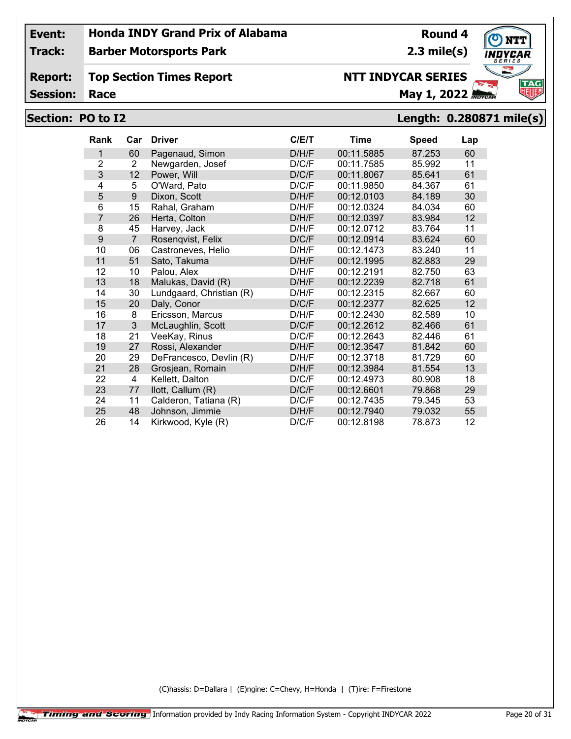**Event:** Honda INDY Grand Prix of Alabama — **Round 4**

**Track:** Barber Motorsports Park — **2.3 mile(s)**

**Report:** Top Section Times Report — **NTT INDYCAR SERIES**

**Session:** Race — **May 1, 2022**

## Section: PO to I2 — Length: 0.280871 mile(s)

| Rank | Car | Driver | C/E/T | Time | Speed | Lap |
|---|---|---|---|---|---|---|
| 1 | 60 | Pagenaud, Simon | D/H/F | 00:11.5885 | 87.253 | 60 |
| 2 | 2 | Newgarden, Josef | D/C/F | 00:11.7585 | 85.992 | 11 |
| 3 | 12 | Power, Will | D/C/F | 00:11.8067 | 85.641 | 61 |
| 4 | 5 | O'Ward, Pato | D/C/F | 00:11.9850 | 84.367 | 61 |
| 5 | 9 | Dixon, Scott | D/H/F | 00:12.0103 | 84.189 | 30 |
| 6 | 15 | Rahal, Graham | D/H/F | 00:12.0324 | 84.034 | 60 |
| 7 | 26 | Herta, Colton | D/H/F | 00:12.0397 | 83.984 | 12 |
| 8 | 45 | Harvey, Jack | D/H/F | 00:12.0712 | 83.764 | 11 |
| 9 | 7 | Rosenqvist, Felix | D/C/F | 00:12.0914 | 83.624 | 60 |
| 10 | 06 | Castroneves, Helio | D/H/F | 00:12.1473 | 83.240 | 11 |
| 11 | 51 | Sato, Takuma | D/H/F | 00:12.1995 | 82.883 | 29 |
| 12 | 10 | Palou, Alex | D/H/F | 00:12.2191 | 82.750 | 63 |
| 13 | 18 | Malukas, David (R) | D/H/F | 00:12.2239 | 82.718 | 61 |
| 14 | 30 | Lundgaard, Christian (R) | D/H/F | 00:12.2315 | 82.667 | 60 |
| 15 | 20 | Daly, Conor | D/C/F | 00:12.2377 | 82.625 | 12 |
| 16 | 8 | Ericsson, Marcus | D/H/F | 00:12.2430 | 82.589 | 10 |
| 17 | 3 | McLaughlin, Scott | D/C/F | 00:12.2612 | 82.466 | 61 |
| 18 | 21 | VeeKay, Rinus | D/C/F | 00:12.2643 | 82.446 | 61 |
| 19 | 27 | Rossi, Alexander | D/H/F | 00:12.3547 | 81.842 | 60 |
| 20 | 29 | DeFrancesco, Devlin (R) | D/H/F | 00:12.3718 | 81.729 | 60 |
| 21 | 28 | Grosjean, Romain | D/H/F | 00:12.3984 | 81.554 | 13 |
| 22 | 4 | Kellett, Dalton | D/C/F | 00:12.4973 | 80.908 | 18 |
| 23 | 77 | Ilott, Callum (R) | D/C/F | 00:12.6601 | 79.868 | 29 |
| 24 | 11 | Calderon, Tatiana (R) | D/C/F | 00:12.7435 | 79.345 | 53 |
| 25 | 48 | Johnson, Jimmie | D/H/F | 00:12.7940 | 79.032 | 55 |
| 26 | 14 | Kirkwood, Kyle (R) | D/C/F | 00:12.8198 | 78.873 | 12 |

(C)hassis: D=Dallara | (E)ngine: C=Chevy, H=Honda | (T)ire: F=Firestone

Timing and Scoring — Information provided by Indy Racing Information System - Copyright INDYCAR 2022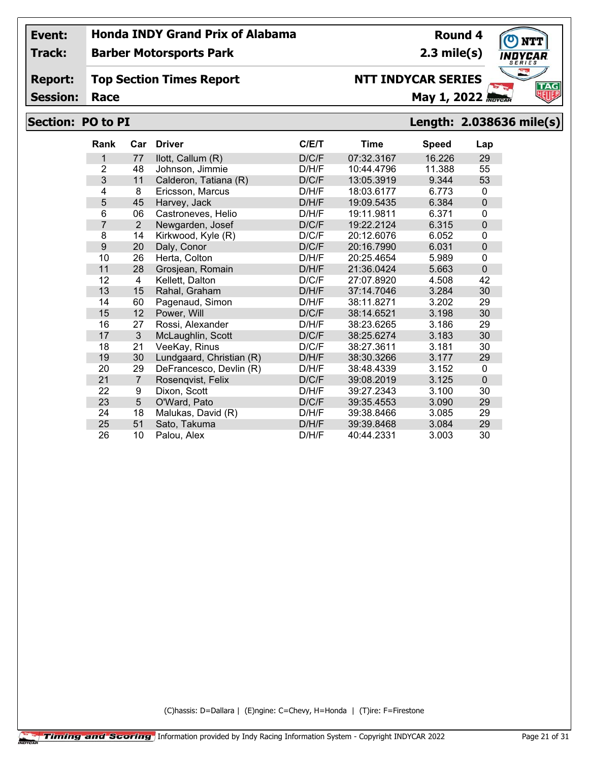**Event:** Honda INDY Grand Prix of Alabama

**Track:** Barber Motorsports Park

**Round 4**

**2.3 mile(s)**

**Report:** Top Section Times Report

**Session:** Race

**NTT INDYCAR SERIES**

**May 1, 2022**

## Section: PO to PI

**Length: 2.038636 mile(s)**

| Rank | Car | Driver | C/E/T | Time | Speed | Lap |
|---|---|---|---|---|---|---|
| 1 | 77 | Ilott, Callum (R) | D/C/F | 07:32.3167 | 16.226 | 29 |
| 2 | 48 | Johnson, Jimmie | D/H/F | 10:44.4796 | 11.388 | 55 |
| 3 | 11 | Calderon, Tatiana (R) | D/C/F | 13:05.3919 | 9.344 | 53 |
| 4 | 8 | Ericsson, Marcus | D/H/F | 18:03.6177 | 6.773 | 0 |
| 5 | 45 | Harvey, Jack | D/H/F | 19:09.5435 | 6.384 | 0 |
| 6 | 06 | Castroneves, Helio | D/H/F | 19:11.9811 | 6.371 | 0 |
| 7 | 2 | Newgarden, Josef | D/C/F | 19:22.2124 | 6.315 | 0 |
| 8 | 14 | Kirkwood, Kyle (R) | D/C/F | 20:12.6076 | 6.052 | 0 |
| 9 | 20 | Daly, Conor | D/C/F | 20:16.7990 | 6.031 | 0 |
| 10 | 26 | Herta, Colton | D/H/F | 20:25.4654 | 5.989 | 0 |
| 11 | 28 | Grosjean, Romain | D/H/F | 21:36.0424 | 5.663 | 0 |
| 12 | 4 | Kellett, Dalton | D/C/F | 27:07.8920 | 4.508 | 42 |
| 13 | 15 | Rahal, Graham | D/H/F | 37:14.7046 | 3.284 | 30 |
| 14 | 60 | Pagenaud, Simon | D/H/F | 38:11.8271 | 3.202 | 29 |
| 15 | 12 | Power, Will | D/C/F | 38:14.6521 | 3.198 | 30 |
| 16 | 27 | Rossi, Alexander | D/H/F | 38:23.6265 | 3.186 | 29 |
| 17 | 3 | McLaughlin, Scott | D/C/F | 38:25.6274 | 3.183 | 30 |
| 18 | 21 | VeeKay, Rinus | D/C/F | 38:27.3611 | 3.181 | 30 |
| 19 | 30 | Lundgaard, Christian (R) | D/H/F | 38:30.3266 | 3.177 | 29 |
| 20 | 29 | DeFrancesco, Devlin (R) | D/H/F | 38:48.4339 | 3.152 | 0 |
| 21 | 7 | Rosenqvist, Felix | D/C/F | 39:08.2019 | 3.125 | 0 |
| 22 | 9 | Dixon, Scott | D/H/F | 39:27.2343 | 3.100 | 30 |
| 23 | 5 | O'Ward, Pato | D/C/F | 39:35.4553 | 3.090 | 29 |
| 24 | 18 | Malukas, David (R) | D/H/F | 39:38.8466 | 3.085 | 29 |
| 25 | 51 | Sato, Takuma | D/H/F | 39:39.8468 | 3.084 | 29 |
| 26 | 10 | Palou, Alex | D/H/F | 40:44.2331 | 3.003 | 30 |

(C)hassis: D=Dallara | (E)ngine: C=Chevy, H=Honda | (T)ire: F=Firestone

Timing and Scoring Information provided by Indy Racing Information System - Copyright INDYCAR 2022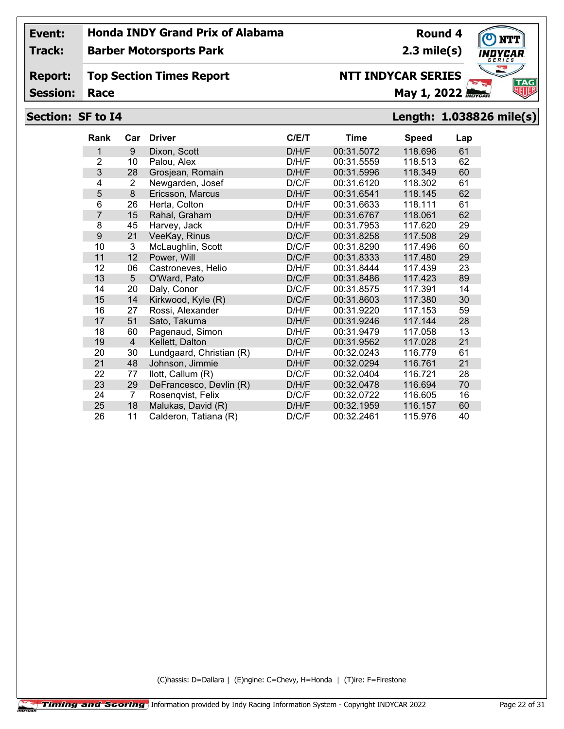**Event:** Honda INDY Grand Prix of Alabama — **Round 4**

**Track:** Barber Motorsports Park — **2.3 mile(s)**

**Report:** Top Section Times Report — **NTT INDYCAR SERIES**

**Session:** Race — **May 1, 2022**

## Section: SF to I4 — Length: 1.038826 mile(s)

| Rank | Car | Driver | C/E/T | Time | Speed | Lap |
|---|---|---|---|---|---|---|
| 1 | 9 | Dixon, Scott | D/H/F | 00:31.5072 | 118.696 | 61 |
| 2 | 10 | Palou, Alex | D/H/F | 00:31.5559 | 118.513 | 62 |
| 3 | 28 | Grosjean, Romain | D/H/F | 00:31.5996 | 118.349 | 60 |
| 4 | 2 | Newgarden, Josef | D/C/F | 00:31.6120 | 118.302 | 61 |
| 5 | 8 | Ericsson, Marcus | D/H/F | 00:31.6541 | 118.145 | 62 |
| 6 | 26 | Herta, Colton | D/H/F | 00:31.6633 | 118.111 | 61 |
| 7 | 15 | Rahal, Graham | D/H/F | 00:31.6767 | 118.061 | 62 |
| 8 | 45 | Harvey, Jack | D/H/F | 00:31.7953 | 117.620 | 29 |
| 9 | 21 | VeeKay, Rinus | D/C/F | 00:31.8258 | 117.508 | 29 |
| 10 | 3 | McLaughlin, Scott | D/C/F | 00:31.8290 | 117.496 | 60 |
| 11 | 12 | Power, Will | D/C/F | 00:31.8333 | 117.480 | 29 |
| 12 | 06 | Castroneves, Helio | D/H/F | 00:31.8444 | 117.439 | 23 |
| 13 | 5 | O'Ward, Pato | D/C/F | 00:31.8486 | 117.423 | 89 |
| 14 | 20 | Daly, Conor | D/C/F | 00:31.8575 | 117.391 | 14 |
| 15 | 14 | Kirkwood, Kyle (R) | D/C/F | 00:31.8603 | 117.380 | 30 |
| 16 | 27 | Rossi, Alexander | D/H/F | 00:31.9220 | 117.153 | 59 |
| 17 | 51 | Sato, Takuma | D/H/F | 00:31.9246 | 117.144 | 28 |
| 18 | 60 | Pagenaud, Simon | D/H/F | 00:31.9479 | 117.058 | 13 |
| 19 | 4 | Kellett, Dalton | D/C/F | 00:31.9562 | 117.028 | 21 |
| 20 | 30 | Lundgaard, Christian (R) | D/H/F | 00:32.0243 | 116.779 | 61 |
| 21 | 48 | Johnson, Jimmie | D/H/F | 00:32.0294 | 116.761 | 21 |
| 22 | 77 | Ilott, Callum (R) | D/C/F | 00:32.0404 | 116.721 | 28 |
| 23 | 29 | DeFrancesco, Devlin (R) | D/H/F | 00:32.0478 | 116.694 | 70 |
| 24 | 7 | Rosenqvist, Felix | D/C/F | 00:32.0722 | 116.605 | 16 |
| 25 | 18 | Malukas, David (R) | D/H/F | 00:32.1959 | 116.157 | 60 |
| 26 | 11 | Calderon, Tatiana (R) | D/C/F | 00:32.2461 | 115.976 | 40 |

(C)hassis: D=Dallara | (E)ngine: C=Chevy, H=Honda | (T)ire: F=Firestone

Timing and Scoring — Information provided by Indy Racing Information System - Copyright INDYCAR 2022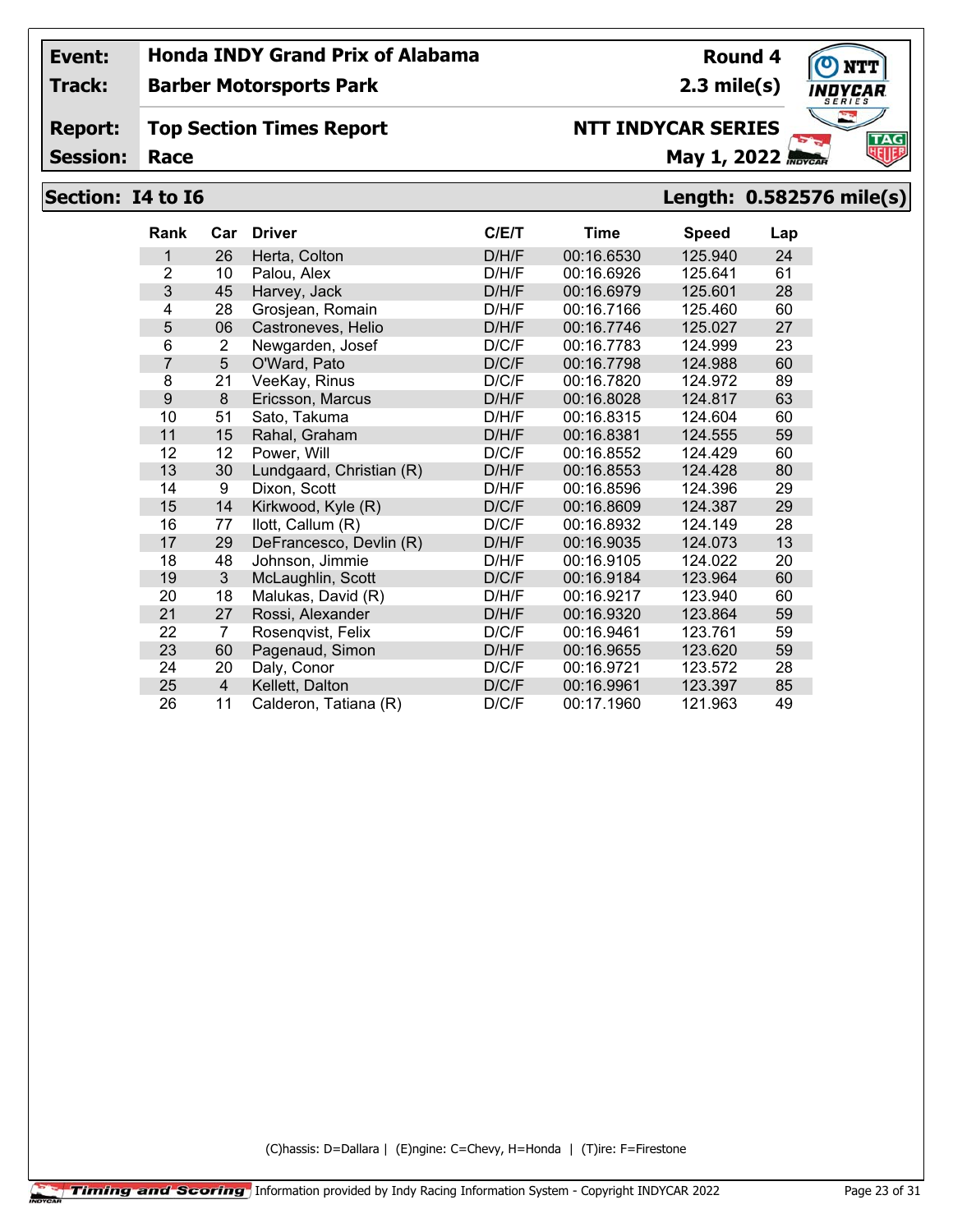**Event:** Honda INDY Grand Prix of Alabama — **Round 4**

**Track:** Barber Motorsports Park — **2.3 mile(s)**

**Report:** Top Section Times Report — **NTT INDYCAR SERIES**

**Session:** Race — **May 1, 2022**

## Section: I4 to I6 — Length: 0.582576 mile(s)

| Rank | Car | Driver | C/E/T | Time | Speed | Lap |
|---|---|---|---|---|---|---|
| 1 | 26 | Herta, Colton | D/H/F | 00:16.6530 | 125.940 | 24 |
| 2 | 10 | Palou, Alex | D/H/F | 00:16.6926 | 125.641 | 61 |
| 3 | 45 | Harvey, Jack | D/H/F | 00:16.6979 | 125.601 | 28 |
| 4 | 28 | Grosjean, Romain | D/H/F | 00:16.7166 | 125.460 | 60 |
| 5 | 06 | Castroneves, Helio | D/H/F | 00:16.7746 | 125.027 | 27 |
| 6 | 2 | Newgarden, Josef | D/C/F | 00:16.7783 | 124.999 | 23 |
| 7 | 5 | O'Ward, Pato | D/C/F | 00:16.7798 | 124.988 | 60 |
| 8 | 21 | VeeKay, Rinus | D/C/F | 00:16.7820 | 124.972 | 89 |
| 9 | 8 | Ericsson, Marcus | D/H/F | 00:16.8028 | 124.817 | 63 |
| 10 | 51 | Sato, Takuma | D/H/F | 00:16.8315 | 124.604 | 60 |
| 11 | 15 | Rahal, Graham | D/H/F | 00:16.8381 | 124.555 | 59 |
| 12 | 12 | Power, Will | D/C/F | 00:16.8552 | 124.429 | 60 |
| 13 | 30 | Lundgaard, Christian (R) | D/H/F | 00:16.8553 | 124.428 | 80 |
| 14 | 9 | Dixon, Scott | D/H/F | 00:16.8596 | 124.396 | 29 |
| 15 | 14 | Kirkwood, Kyle (R) | D/C/F | 00:16.8609 | 124.387 | 29 |
| 16 | 77 | Ilott, Callum (R) | D/C/F | 00:16.8932 | 124.149 | 28 |
| 17 | 29 | DeFrancesco, Devlin (R) | D/H/F | 00:16.9035 | 124.073 | 13 |
| 18 | 48 | Johnson, Jimmie | D/H/F | 00:16.9105 | 124.022 | 20 |
| 19 | 3 | McLaughlin, Scott | D/C/F | 00:16.9184 | 123.964 | 60 |
| 20 | 18 | Malukas, David (R) | D/H/F | 00:16.9217 | 123.940 | 60 |
| 21 | 27 | Rossi, Alexander | D/H/F | 00:16.9320 | 123.864 | 59 |
| 22 | 7 | Rosenqvist, Felix | D/C/F | 00:16.9461 | 123.761 | 59 |
| 23 | 60 | Pagenaud, Simon | D/H/F | 00:16.9655 | 123.620 | 59 |
| 24 | 20 | Daly, Conor | D/C/F | 00:16.9721 | 123.572 | 28 |
| 25 | 4 | Kellett, Dalton | D/C/F | 00:16.9961 | 123.397 | 85 |
| 26 | 11 | Calderon, Tatiana (R) | D/C/F | 00:17.1960 | 121.963 | 49 |

(C)hassis: D=Dallara | (E)ngine: C=Chevy, H=Honda | (T)ire: F=Firestone

Timing and Scoring Information provided by Indy Racing Information System - Copyright INDYCAR 2022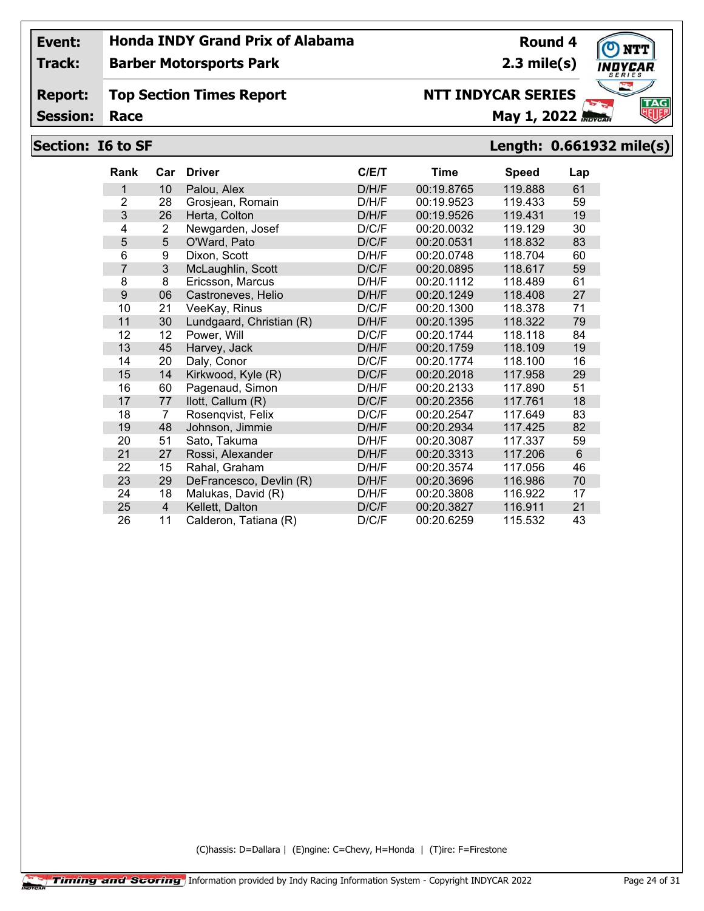| | | | |
|---|---|---|---|
| **Event:** | **Honda INDY Grand Prix of Alabama** | **Round 4** | |
| **Track:** | **Barber Motorsports Park** | **2.3 mile(s)** | |
| **Report:** | **Top Section Times Report** | **NTT INDYCAR SERIES** | |
| **Session:** | **Race** | **May 1, 2022** | |

## Section: I6 to SF

**Length: 0.661932 mile(s)**

| Rank | Car | Driver | C/E/T | Time | Speed | Lap |
|---|---|---|---|---|---|---|
| 1 | 10 | Palou, Alex | D/H/F | 00:19.8765 | 119.888 | 61 |
| 2 | 28 | Grosjean, Romain | D/H/F | 00:19.9523 | 119.433 | 59 |
| 3 | 26 | Herta, Colton | D/H/F | 00:19.9526 | 119.431 | 19 |
| 4 | 2 | Newgarden, Josef | D/C/F | 00:20.0032 | 119.129 | 30 |
| 5 | 5 | O'Ward, Pato | D/C/F | 00:20.0531 | 118.832 | 83 |
| 6 | 9 | Dixon, Scott | D/H/F | 00:20.0748 | 118.704 | 60 |
| 7 | 3 | McLaughlin, Scott | D/C/F | 00:20.0895 | 118.617 | 59 |
| 8 | 8 | Ericsson, Marcus | D/H/F | 00:20.1112 | 118.489 | 61 |
| 9 | 06 | Castroneves, Helio | D/H/F | 00:20.1249 | 118.408 | 27 |
| 10 | 21 | VeeKay, Rinus | D/C/F | 00:20.1300 | 118.378 | 71 |
| 11 | 30 | Lundgaard, Christian (R) | D/H/F | 00:20.1395 | 118.322 | 79 |
| 12 | 12 | Power, Will | D/C/F | 00:20.1744 | 118.118 | 84 |
| 13 | 45 | Harvey, Jack | D/H/F | 00:20.1759 | 118.109 | 19 |
| 14 | 20 | Daly, Conor | D/C/F | 00:20.1774 | 118.100 | 16 |
| 15 | 14 | Kirkwood, Kyle (R) | D/C/F | 00:20.2018 | 117.958 | 29 |
| 16 | 60 | Pagenaud, Simon | D/H/F | 00:20.2133 | 117.890 | 51 |
| 17 | 77 | Ilott, Callum (R) | D/C/F | 00:20.2356 | 117.761 | 18 |
| 18 | 7 | Rosenqvist, Felix | D/C/F | 00:20.2547 | 117.649 | 83 |
| 19 | 48 | Johnson, Jimmie | D/H/F | 00:20.2934 | 117.425 | 82 |
| 20 | 51 | Sato, Takuma | D/H/F | 00:20.3087 | 117.337 | 59 |
| 21 | 27 | Rossi, Alexander | D/H/F | 00:20.3313 | 117.206 | 6 |
| 22 | 15 | Rahal, Graham | D/H/F | 00:20.3574 | 117.056 | 46 |
| 23 | 29 | DeFrancesco, Devlin (R) | D/H/F | 00:20.3696 | 116.986 | 70 |
| 24 | 18 | Malukas, David (R) | D/H/F | 00:20.3808 | 116.922 | 17 |
| 25 | 4 | Kellett, Dalton | D/C/F | 00:20.3827 | 116.911 | 21 |
| 26 | 11 | Calderon, Tatiana (R) | D/C/F | 00:20.6259 | 115.532 | 43 |

(C)hassis: D=Dallara | (E)ngine: C=Chevy, H=Honda | (T)ire: F=Firestone

Timing and Scoring Information provided by Indy Racing Information System - Copyright INDYCAR 2022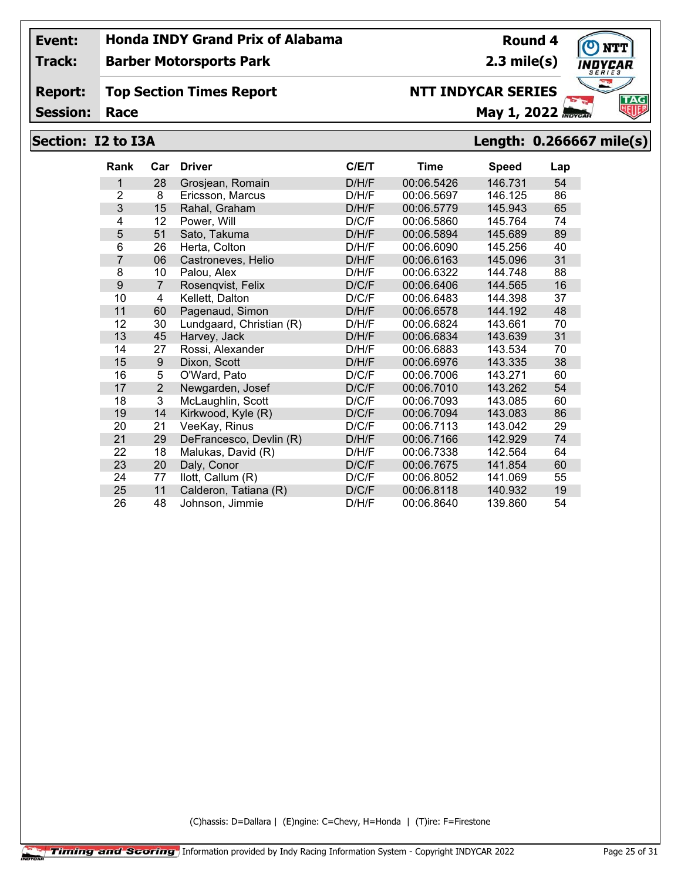| | | | |
|---|---|---|---|
| **Event:** | **Honda INDY Grand Prix of Alabama** | **Round 4** | |
| **Track:** | **Barber Motorsports Park** | **2.3 mile(s)** | |
| **Report:** | **Top Section Times Report** | **NTT INDYCAR SERIES** | |
| **Session:** | **Race** | **May 1, 2022** | |

## Section: I2 to I3A — Length: 0.266667 mile(s)

| Rank | Car | Driver | C/E/T | Time | Speed | Lap |
|---|---|---|---|---|---|---|
| 1 | 28 | Grosjean, Romain | D/H/F | 00:06.5426 | 146.731 | 54 |
| 2 | 8 | Ericsson, Marcus | D/H/F | 00:06.5697 | 146.125 | 86 |
| 3 | 15 | Rahal, Graham | D/H/F | 00:06.5779 | 145.943 | 65 |
| 4 | 12 | Power, Will | D/C/F | 00:06.5860 | 145.764 | 74 |
| 5 | 51 | Sato, Takuma | D/H/F | 00:06.5894 | 145.689 | 89 |
| 6 | 26 | Herta, Colton | D/H/F | 00:06.6090 | 145.256 | 40 |
| 7 | 06 | Castroneves, Helio | D/H/F | 00:06.6163 | 145.096 | 31 |
| 8 | 10 | Palou, Alex | D/H/F | 00:06.6322 | 144.748 | 88 |
| 9 | 7 | Rosenqvist, Felix | D/C/F | 00:06.6406 | 144.565 | 16 |
| 10 | 4 | Kellett, Dalton | D/C/F | 00:06.6483 | 144.398 | 37 |
| 11 | 60 | Pagenaud, Simon | D/H/F | 00:06.6578 | 144.192 | 48 |
| 12 | 30 | Lundgaard, Christian (R) | D/H/F | 00:06.6824 | 143.661 | 70 |
| 13 | 45 | Harvey, Jack | D/H/F | 00:06.6834 | 143.639 | 31 |
| 14 | 27 | Rossi, Alexander | D/H/F | 00:06.6883 | 143.534 | 70 |
| 15 | 9 | Dixon, Scott | D/H/F | 00:06.6976 | 143.335 | 38 |
| 16 | 5 | O'Ward, Pato | D/C/F | 00:06.7006 | 143.271 | 60 |
| 17 | 2 | Newgarden, Josef | D/C/F | 00:06.7010 | 143.262 | 54 |
| 18 | 3 | McLaughlin, Scott | D/C/F | 00:06.7093 | 143.085 | 60 |
| 19 | 14 | Kirkwood, Kyle (R) | D/C/F | 00:06.7094 | 143.083 | 86 |
| 20 | 21 | VeeKay, Rinus | D/C/F | 00:06.7113 | 143.042 | 29 |
| 21 | 29 | DeFrancesco, Devlin (R) | D/H/F | 00:06.7166 | 142.929 | 74 |
| 22 | 18 | Malukas, David (R) | D/H/F | 00:06.7338 | 142.564 | 64 |
| 23 | 20 | Daly, Conor | D/C/F | 00:06.7675 | 141.854 | 60 |
| 24 | 77 | Ilott, Callum (R) | D/C/F | 00:06.8052 | 141.069 | 55 |
| 25 | 11 | Calderon, Tatiana (R) | D/C/F | 00:06.8118 | 140.932 | 19 |
| 26 | 48 | Johnson, Jimmie | D/H/F | 00:06.8640 | 139.860 | 54 |

(C)hassis: D=Dallara | (E)ngine: C=Chevy, H=Honda | (T)ire: F=Firestone

Timing and Scoring Information provided by Indy Racing Information System - Copyright INDYCAR 2022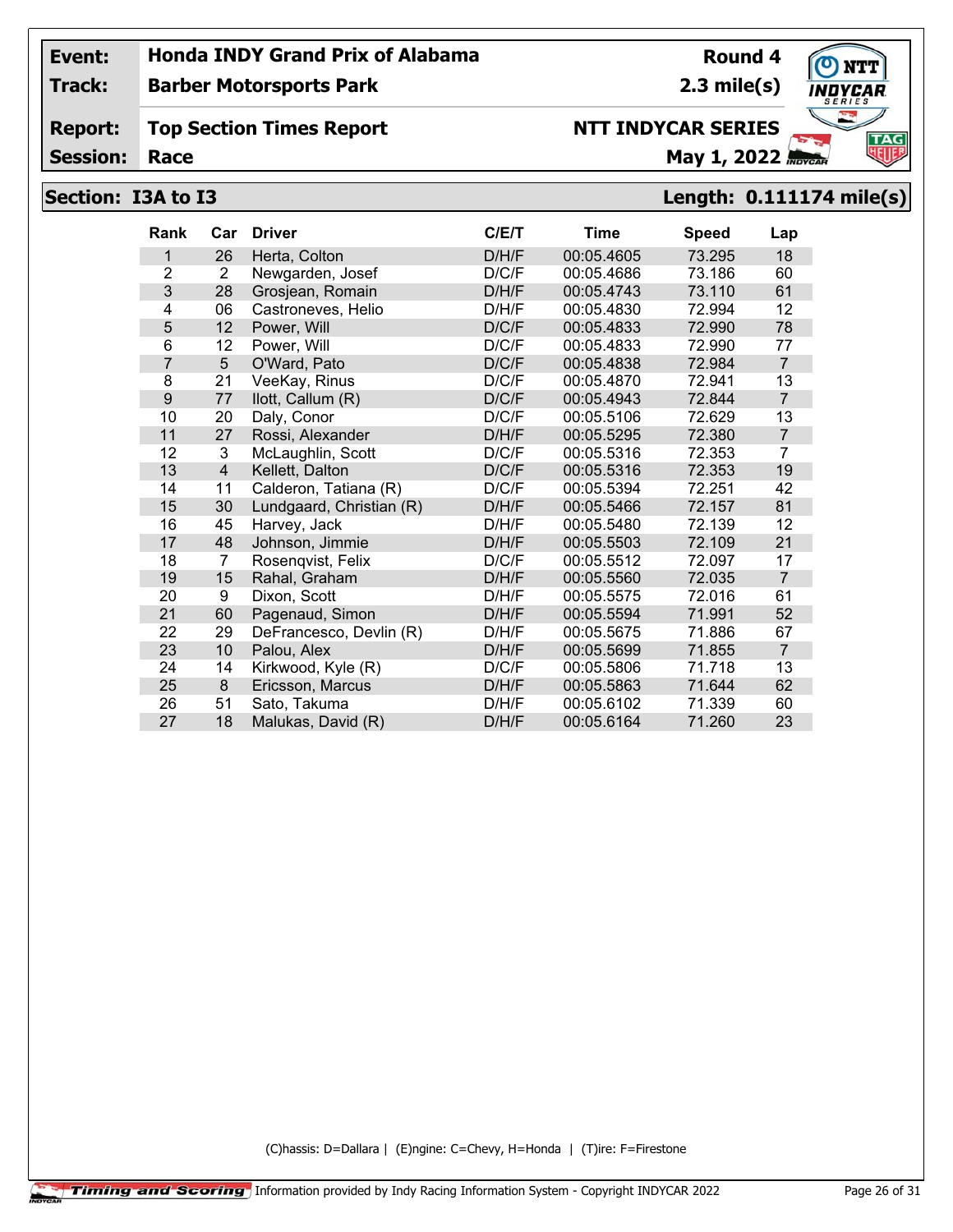| Event: | Honda INDY Grand Prix of Alabama | Round 4 |
|---|---|---|
| Track: | Barber Motorsports Park | 2.3 mile(s) |
| Report: | Top Section Times Report | NTT INDYCAR SERIES |
| Session: | Race | May 1, 2022 |

## Section: I3A to I3 — Length: 0.111174 mile(s)

| Rank | Car | Driver | C/E/T | Time | Speed | Lap |
|---|---|---|---|---|---|---|
| 1 | 26 | Herta, Colton | D/H/F | 00:05.4605 | 73.295 | 18 |
| 2 | 2 | Newgarden, Josef | D/C/F | 00:05.4686 | 73.186 | 60 |
| 3 | 28 | Grosjean, Romain | D/H/F | 00:05.4743 | 73.110 | 61 |
| 4 | 06 | Castroneves, Helio | D/H/F | 00:05.4830 | 72.994 | 12 |
| 5 | 12 | Power, Will | D/C/F | 00:05.4833 | 72.990 | 78 |
| 6 | 12 | Power, Will | D/C/F | 00:05.4833 | 72.990 | 77 |
| 7 | 5 | O'Ward, Pato | D/C/F | 00:05.4838 | 72.984 | 7 |
| 8 | 21 | VeeKay, Rinus | D/C/F | 00:05.4870 | 72.941 | 13 |
| 9 | 77 | Ilott, Callum (R) | D/C/F | 00:05.4943 | 72.844 | 7 |
| 10 | 20 | Daly, Conor | D/C/F | 00:05.5106 | 72.629 | 13 |
| 11 | 27 | Rossi, Alexander | D/H/F | 00:05.5295 | 72.380 | 7 |
| 12 | 3 | McLaughlin, Scott | D/C/F | 00:05.5316 | 72.353 | 7 |
| 13 | 4 | Kellett, Dalton | D/C/F | 00:05.5316 | 72.353 | 19 |
| 14 | 11 | Calderon, Tatiana (R) | D/C/F | 00:05.5394 | 72.251 | 42 |
| 15 | 30 | Lundgaard, Christian (R) | D/H/F | 00:05.5466 | 72.157 | 81 |
| 16 | 45 | Harvey, Jack | D/H/F | 00:05.5480 | 72.139 | 12 |
| 17 | 48 | Johnson, Jimmie | D/H/F | 00:05.5503 | 72.109 | 21 |
| 18 | 7 | Rosenqvist, Felix | D/C/F | 00:05.5512 | 72.097 | 17 |
| 19 | 15 | Rahal, Graham | D/H/F | 00:05.5560 | 72.035 | 7 |
| 20 | 9 | Dixon, Scott | D/H/F | 00:05.5575 | 72.016 | 61 |
| 21 | 60 | Pagenaud, Simon | D/H/F | 00:05.5594 | 71.991 | 52 |
| 22 | 29 | DeFrancesco, Devlin (R) | D/H/F | 00:05.5675 | 71.886 | 67 |
| 23 | 10 | Palou, Alex | D/H/F | 00:05.5699 | 71.855 | 7 |
| 24 | 14 | Kirkwood, Kyle (R) | D/C/F | 00:05.5806 | 71.718 | 13 |
| 25 | 8 | Ericsson, Marcus | D/H/F | 00:05.5863 | 71.644 | 62 |
| 26 | 51 | Sato, Takuma | D/H/F | 00:05.6102 | 71.339 | 60 |
| 27 | 18 | Malukas, David (R) | D/H/F | 00:05.6164 | 71.260 | 23 |

(C)hassis: D=Dallara | (E)ngine: C=Chevy, H=Honda | (T)ire: F=Firestone

Timing and Scoring Information provided by Indy Racing Information System - Copyright INDYCAR 2022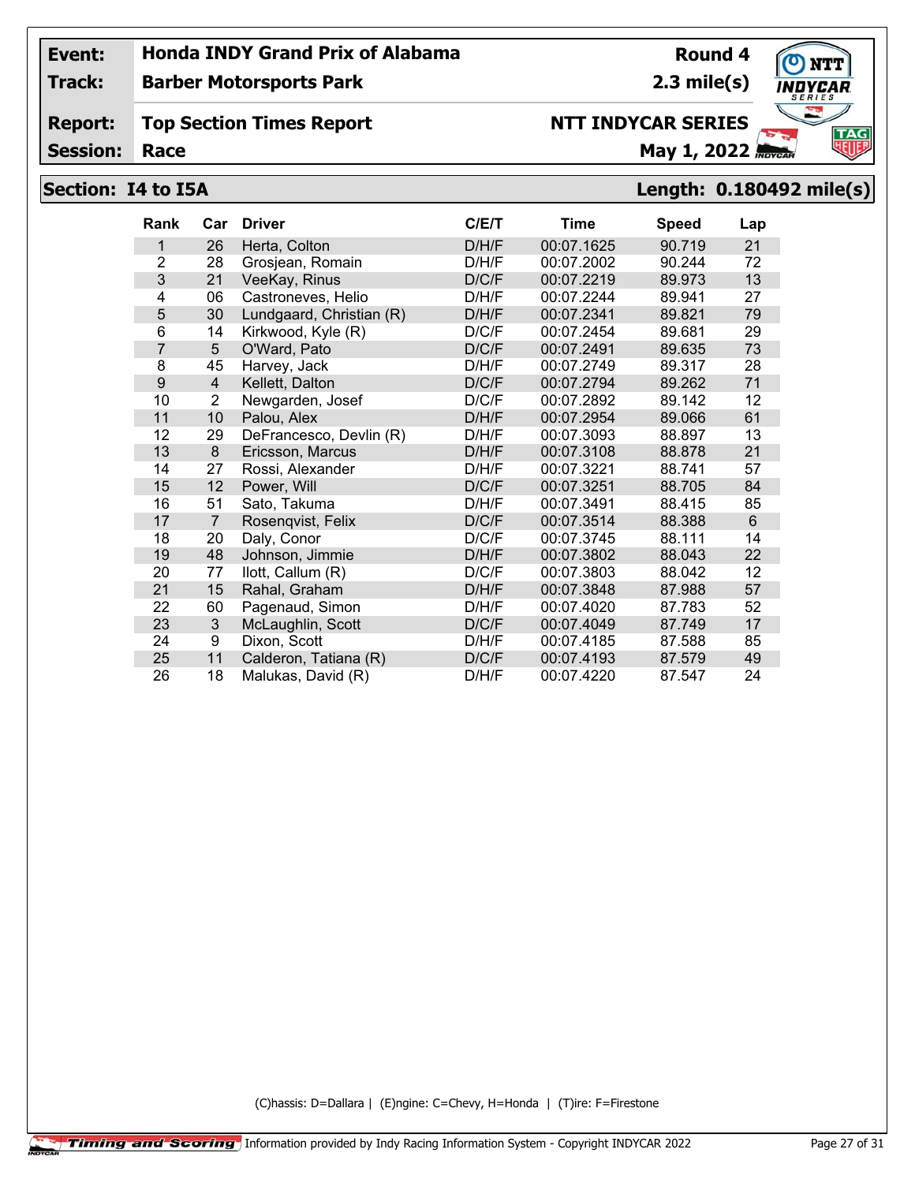| | | | |
|---|---|---|---|
| **Event:** | **Honda INDY Grand Prix of Alabama** | **Round 4** | |
| **Track:** | **Barber Motorsports Park** | **2.3 mile(s)** | |
| **Report:** | **Top Section Times Report** | **NTT INDYCAR SERIES** | |
| **Session:** | **Race** | **May 1, 2022** | |

## Section: I4 to I5A — Length: 0.180492 mile(s)

| Rank | Car | Driver | C/E/T | Time | Speed | Lap |
|---|---|---|---|---|---|---|
| 1 | 26 | Herta, Colton | D/H/F | 00:07.1625 | 90.719 | 21 |
| 2 | 28 | Grosjean, Romain | D/H/F | 00:07.2002 | 90.244 | 72 |
| 3 | 21 | VeeKay, Rinus | D/C/F | 00:07.2219 | 89.973 | 13 |
| 4 | 06 | Castroneves, Helio | D/H/F | 00:07.2244 | 89.941 | 27 |
| 5 | 30 | Lundgaard, Christian (R) | D/H/F | 00:07.2341 | 89.821 | 79 |
| 6 | 14 | Kirkwood, Kyle (R) | D/C/F | 00:07.2454 | 89.681 | 29 |
| 7 | 5 | O'Ward, Pato | D/C/F | 00:07.2491 | 89.635 | 73 |
| 8 | 45 | Harvey, Jack | D/H/F | 00:07.2749 | 89.317 | 28 |
| 9 | 4 | Kellett, Dalton | D/C/F | 00:07.2794 | 89.262 | 71 |
| 10 | 2 | Newgarden, Josef | D/C/F | 00:07.2892 | 89.142 | 12 |
| 11 | 10 | Palou, Alex | D/H/F | 00:07.2954 | 89.066 | 61 |
| 12 | 29 | DeFrancesco, Devlin (R) | D/H/F | 00:07.3093 | 88.897 | 13 |
| 13 | 8 | Ericsson, Marcus | D/H/F | 00:07.3108 | 88.878 | 21 |
| 14 | 27 | Rossi, Alexander | D/H/F | 00:07.3221 | 88.741 | 57 |
| 15 | 12 | Power, Will | D/C/F | 00:07.3251 | 88.705 | 84 |
| 16 | 51 | Sato, Takuma | D/H/F | 00:07.3491 | 88.415 | 85 |
| 17 | 7 | Rosenqvist, Felix | D/C/F | 00:07.3514 | 88.388 | 6 |
| 18 | 20 | Daly, Conor | D/C/F | 00:07.3745 | 88.111 | 14 |
| 19 | 48 | Johnson, Jimmie | D/H/F | 00:07.3802 | 88.043 | 22 |
| 20 | 77 | Ilott, Callum (R) | D/C/F | 00:07.3803 | 88.042 | 12 |
| 21 | 15 | Rahal, Graham | D/H/F | 00:07.3848 | 87.988 | 57 |
| 22 | 60 | Pagenaud, Simon | D/H/F | 00:07.4020 | 87.783 | 52 |
| 23 | 3 | McLaughlin, Scott | D/C/F | 00:07.4049 | 87.749 | 17 |
| 24 | 9 | Dixon, Scott | D/H/F | 00:07.4185 | 87.588 | 85 |
| 25 | 11 | Calderon, Tatiana (R) | D/C/F | 00:07.4193 | 87.579 | 49 |
| 26 | 18 | Malukas, David (R) | D/H/F | 00:07.4220 | 87.547 | 24 |

(C)hassis: D=Dallara | (E)ngine: C=Chevy, H=Honda | (T)ire: F=Firestone

Timing and Scoring Information provided by Indy Racing Information System - Copyright INDYCAR 2022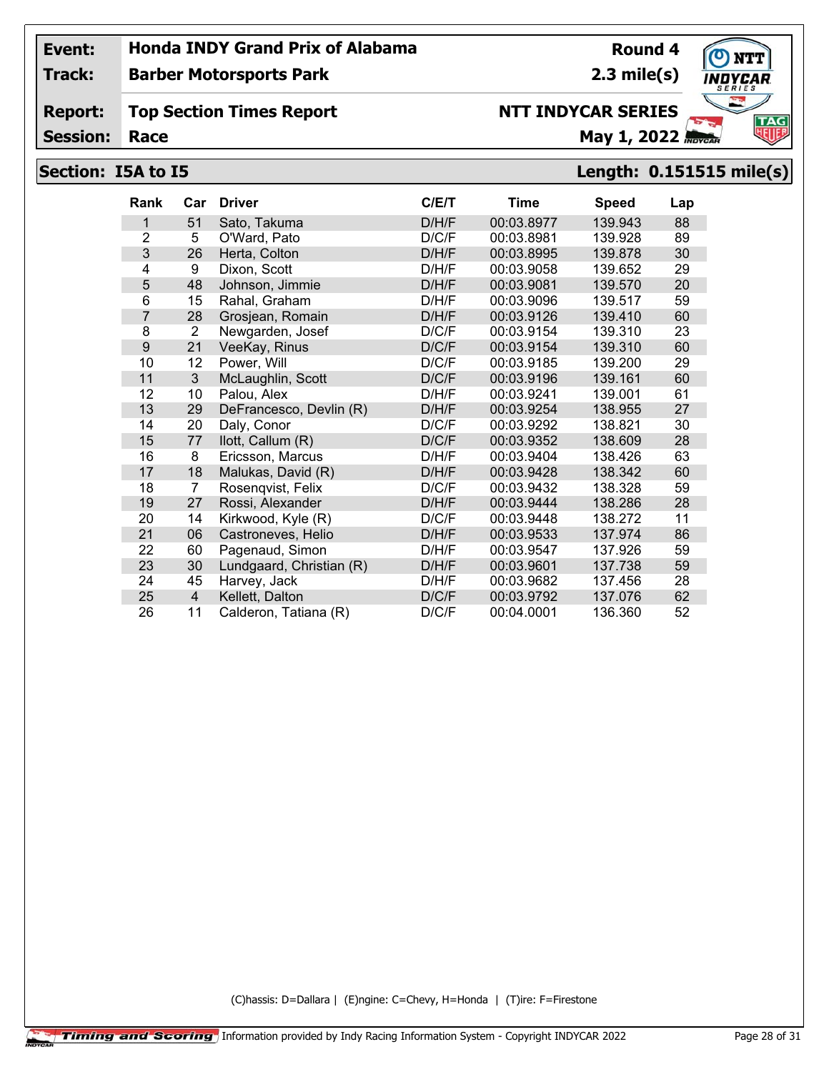**Event:** Honda INDY Grand Prix of Alabama

**Track:** Barber Motorsports Park

**Round 4**

**2.3 mile(s)**

**Report:** Top Section Times Report

**Session:** Race

**NTT INDYCAR SERIES**

**May 1, 2022**

## Section: I5A to I5 — Length: 0.151515 mile(s)

| Rank | Car | Driver | C/E/T | Time | Speed | Lap |
|---|---|---|---|---|---|---|
| 1 | 51 | Sato, Takuma | D/H/F | 00:03.8977 | 139.943 | 88 |
| 2 | 5 | O'Ward, Pato | D/C/F | 00:03.8981 | 139.928 | 89 |
| 3 | 26 | Herta, Colton | D/H/F | 00:03.8995 | 139.878 | 30 |
| 4 | 9 | Dixon, Scott | D/H/F | 00:03.9058 | 139.652 | 29 |
| 5 | 48 | Johnson, Jimmie | D/H/F | 00:03.9081 | 139.570 | 20 |
| 6 | 15 | Rahal, Graham | D/H/F | 00:03.9096 | 139.517 | 59 |
| 7 | 28 | Grosjean, Romain | D/H/F | 00:03.9126 | 139.410 | 60 |
| 8 | 2 | Newgarden, Josef | D/C/F | 00:03.9154 | 139.310 | 23 |
| 9 | 21 | VeeKay, Rinus | D/C/F | 00:03.9154 | 139.310 | 60 |
| 10 | 12 | Power, Will | D/C/F | 00:03.9185 | 139.200 | 29 |
| 11 | 3 | McLaughlin, Scott | D/C/F | 00:03.9196 | 139.161 | 60 |
| 12 | 10 | Palou, Alex | D/H/F | 00:03.9241 | 139.001 | 61 |
| 13 | 29 | DeFrancesco, Devlin (R) | D/H/F | 00:03.9254 | 138.955 | 27 |
| 14 | 20 | Daly, Conor | D/C/F | 00:03.9292 | 138.821 | 30 |
| 15 | 77 | Ilott, Callum (R) | D/C/F | 00:03.9352 | 138.609 | 28 |
| 16 | 8 | Ericsson, Marcus | D/H/F | 00:03.9404 | 138.426 | 63 |
| 17 | 18 | Malukas, David (R) | D/H/F | 00:03.9428 | 138.342 | 60 |
| 18 | 7 | Rosenqvist, Felix | D/C/F | 00:03.9432 | 138.328 | 59 |
| 19 | 27 | Rossi, Alexander | D/H/F | 00:03.9444 | 138.286 | 28 |
| 20 | 14 | Kirkwood, Kyle (R) | D/C/F | 00:03.9448 | 138.272 | 11 |
| 21 | 06 | Castroneves, Helio | D/H/F | 00:03.9533 | 137.974 | 86 |
| 22 | 60 | Pagenaud, Simon | D/H/F | 00:03.9547 | 137.926 | 59 |
| 23 | 30 | Lundgaard, Christian (R) | D/H/F | 00:03.9601 | 137.738 | 59 |
| 24 | 45 | Harvey, Jack | D/H/F | 00:03.9682 | 137.456 | 28 |
| 25 | 4 | Kellett, Dalton | D/C/F | 00:03.9792 | 137.076 | 62 |
| 26 | 11 | Calderon, Tatiana (R) | D/C/F | 00:04.0001 | 136.360 | 52 |

(C)hassis: D=Dallara | (E)ngine: C=Chevy, H=Honda | (T)ire: F=Firestone

Timing and Scoring — Information provided by Indy Racing Information System - Copyright INDYCAR 2022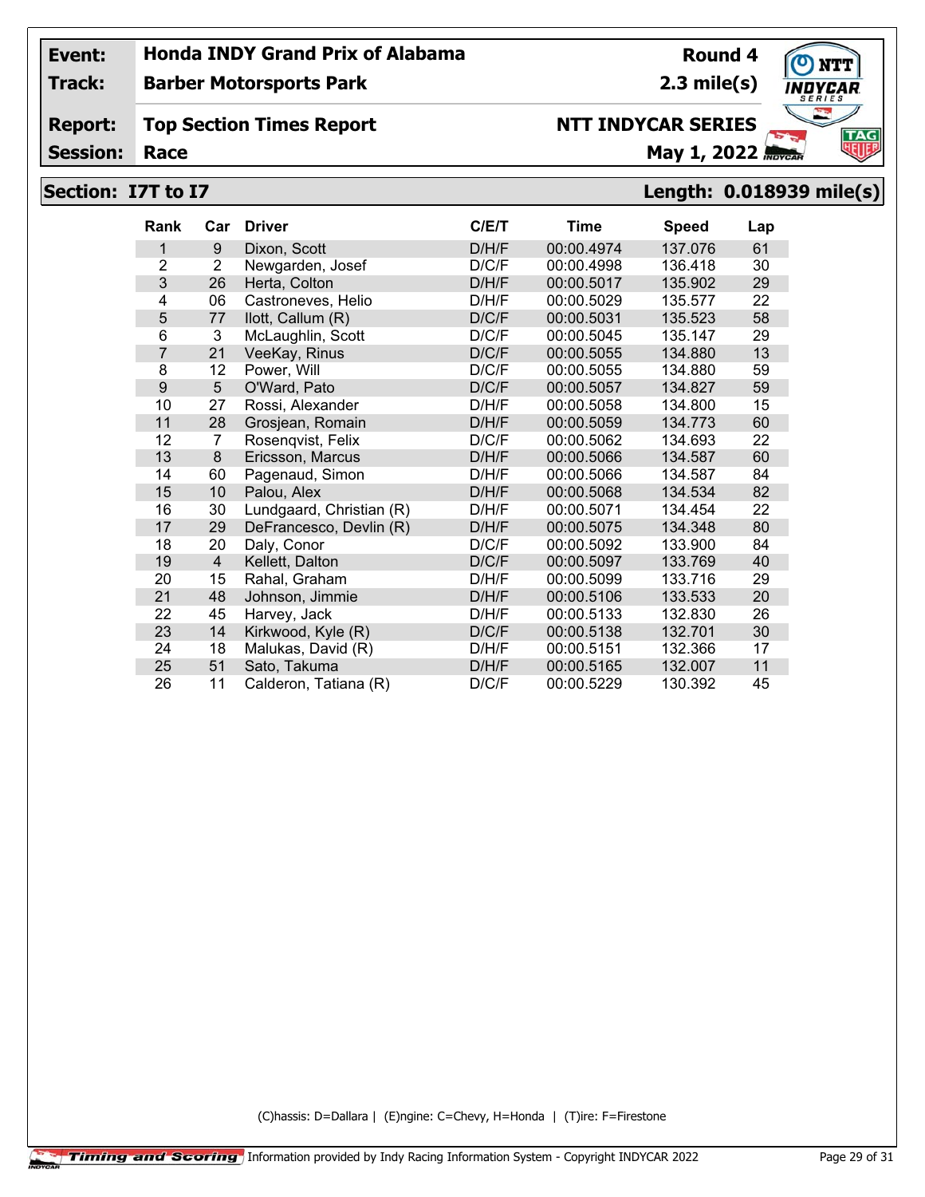| | | | |
|---|---|---|---|
| **Event:** | **Honda INDY Grand Prix of Alabama** | **Round 4** | |
| **Track:** | **Barber Motorsports Park** | **2.3 mile(s)** | |
| **Report:** | **Top Section Times Report** | **NTT INDYCAR SERIES** | |
| **Session:** | **Race** | **May 1, 2022** | |

## Section: I7T to I7 — Length: 0.018939 mile(s)

| Rank | Car | Driver | C/E/T | Time | Speed | Lap |
|---|---|---|---|---|---|---|
| 1 | 9 | Dixon, Scott | D/H/F | 00:00.4974 | 137.076 | 61 |
| 2 | 2 | Newgarden, Josef | D/C/F | 00:00.4998 | 136.418 | 30 |
| 3 | 26 | Herta, Colton | D/H/F | 00:00.5017 | 135.902 | 29 |
| 4 | 06 | Castroneves, Helio | D/H/F | 00:00.5029 | 135.577 | 22 |
| 5 | 77 | Ilott, Callum (R) | D/C/F | 00:00.5031 | 135.523 | 58 |
| 6 | 3 | McLaughlin, Scott | D/C/F | 00:00.5045 | 135.147 | 29 |
| 7 | 21 | VeeKay, Rinus | D/C/F | 00:00.5055 | 134.880 | 13 |
| 8 | 12 | Power, Will | D/C/F | 00:00.5055 | 134.880 | 59 |
| 9 | 5 | O'Ward, Pato | D/C/F | 00:00.5057 | 134.827 | 59 |
| 10 | 27 | Rossi, Alexander | D/H/F | 00:00.5058 | 134.800 | 15 |
| 11 | 28 | Grosjean, Romain | D/H/F | 00:00.5059 | 134.773 | 60 |
| 12 | 7 | Rosenqvist, Felix | D/C/F | 00:00.5062 | 134.693 | 22 |
| 13 | 8 | Ericsson, Marcus | D/H/F | 00:00.5066 | 134.587 | 60 |
| 14 | 60 | Pagenaud, Simon | D/H/F | 00:00.5066 | 134.587 | 84 |
| 15 | 10 | Palou, Alex | D/H/F | 00:00.5068 | 134.534 | 82 |
| 16 | 30 | Lundgaard, Christian (R) | D/H/F | 00:00.5071 | 134.454 | 22 |
| 17 | 29 | DeFrancesco, Devlin (R) | D/H/F | 00:00.5075 | 134.348 | 80 |
| 18 | 20 | Daly, Conor | D/C/F | 00:00.5092 | 133.900 | 84 |
| 19 | 4 | Kellett, Dalton | D/C/F | 00:00.5097 | 133.769 | 40 |
| 20 | 15 | Rahal, Graham | D/H/F | 00:00.5099 | 133.716 | 29 |
| 21 | 48 | Johnson, Jimmie | D/H/F | 00:00.5106 | 133.533 | 20 |
| 22 | 45 | Harvey, Jack | D/H/F | 00:00.5133 | 132.830 | 26 |
| 23 | 14 | Kirkwood, Kyle (R) | D/C/F | 00:00.5138 | 132.701 | 30 |
| 24 | 18 | Malukas, David (R) | D/H/F | 00:00.5151 | 132.366 | 17 |
| 25 | 51 | Sato, Takuma | D/H/F | 00:00.5165 | 132.007 | 11 |
| 26 | 11 | Calderon, Tatiana (R) | D/C/F | 00:00.5229 | 130.392 | 45 |

(C)hassis: D=Dallara | (E)ngine: C=Chevy, H=Honda | (T)ire: F=Firestone

Timing and Scoring Information provided by Indy Racing Information System - Copyright INDYCAR 2022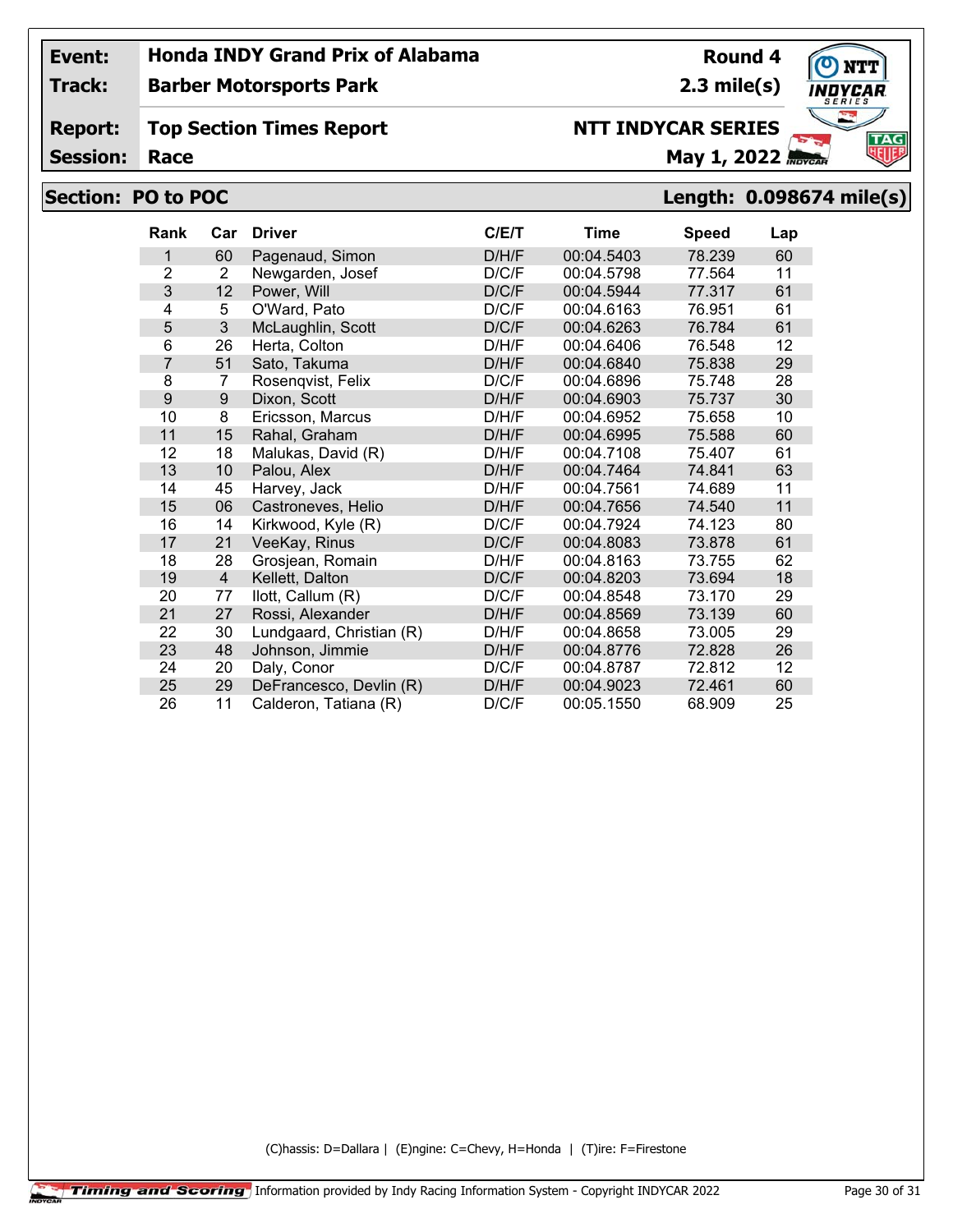**Event:** Honda INDY Grand Prix of Alabama
**Track:** Barber Motorsports Park
**Report:** Top Section Times Report
**Session:** Race

**Round 4**
**2.3 mile(s)**
**NTT INDYCAR SERIES**
**May 1, 2022**

## Section: PO to POC

**Length: 0.098674 mile(s)**

| Rank | Car | Driver | C/E/T | Time | Speed | Lap |
|---|---|---|---|---|---|---|
| 1 | 60 | Pagenaud, Simon | D/H/F | 00:04.5403 | 78.239 | 60 |
| 2 | 2 | Newgarden, Josef | D/C/F | 00:04.5798 | 77.564 | 11 |
| 3 | 12 | Power, Will | D/C/F | 00:04.5944 | 77.317 | 61 |
| 4 | 5 | O'Ward, Pato | D/C/F | 00:04.6163 | 76.951 | 61 |
| 5 | 3 | McLaughlin, Scott | D/C/F | 00:04.6263 | 76.784 | 61 |
| 6 | 26 | Herta, Colton | D/H/F | 00:04.6406 | 76.548 | 12 |
| 7 | 51 | Sato, Takuma | D/H/F | 00:04.6840 | 75.838 | 29 |
| 8 | 7 | Rosenqvist, Felix | D/C/F | 00:04.6896 | 75.748 | 28 |
| 9 | 9 | Dixon, Scott | D/H/F | 00:04.6903 | 75.737 | 30 |
| 10 | 8 | Ericsson, Marcus | D/H/F | 00:04.6952 | 75.658 | 10 |
| 11 | 15 | Rahal, Graham | D/H/F | 00:04.6995 | 75.588 | 60 |
| 12 | 18 | Malukas, David (R) | D/H/F | 00:04.7108 | 75.407 | 61 |
| 13 | 10 | Palou, Alex | D/H/F | 00:04.7464 | 74.841 | 63 |
| 14 | 45 | Harvey, Jack | D/H/F | 00:04.7561 | 74.689 | 11 |
| 15 | 06 | Castroneves, Helio | D/H/F | 00:04.7656 | 74.540 | 11 |
| 16 | 14 | Kirkwood, Kyle (R) | D/C/F | 00:04.7924 | 74.123 | 80 |
| 17 | 21 | VeeKay, Rinus | D/C/F | 00:04.8083 | 73.878 | 61 |
| 18 | 28 | Grosjean, Romain | D/H/F | 00:04.8163 | 73.755 | 62 |
| 19 | 4 | Kellett, Dalton | D/C/F | 00:04.8203 | 73.694 | 18 |
| 20 | 77 | Ilott, Callum (R) | D/C/F | 00:04.8548 | 73.170 | 29 |
| 21 | 27 | Rossi, Alexander | D/H/F | 00:04.8569 | 73.139 | 60 |
| 22 | 30 | Lundgaard, Christian (R) | D/H/F | 00:04.8658 | 73.005 | 29 |
| 23 | 48 | Johnson, Jimmie | D/H/F | 00:04.8776 | 72.828 | 26 |
| 24 | 20 | Daly, Conor | D/C/F | 00:04.8787 | 72.812 | 12 |
| 25 | 29 | DeFrancesco, Devlin (R) | D/H/F | 00:04.9023 | 72.461 | 60 |
| 26 | 11 | Calderon, Tatiana (R) | D/C/F | 00:05.1550 | 68.909 | 25 |

(C)hassis: D=Dallara | (E)ngine: C=Chevy, H=Honda | (T)ire: F=Firestone

Information provided by Indy Racing Information System - Copyright INDYCAR 2022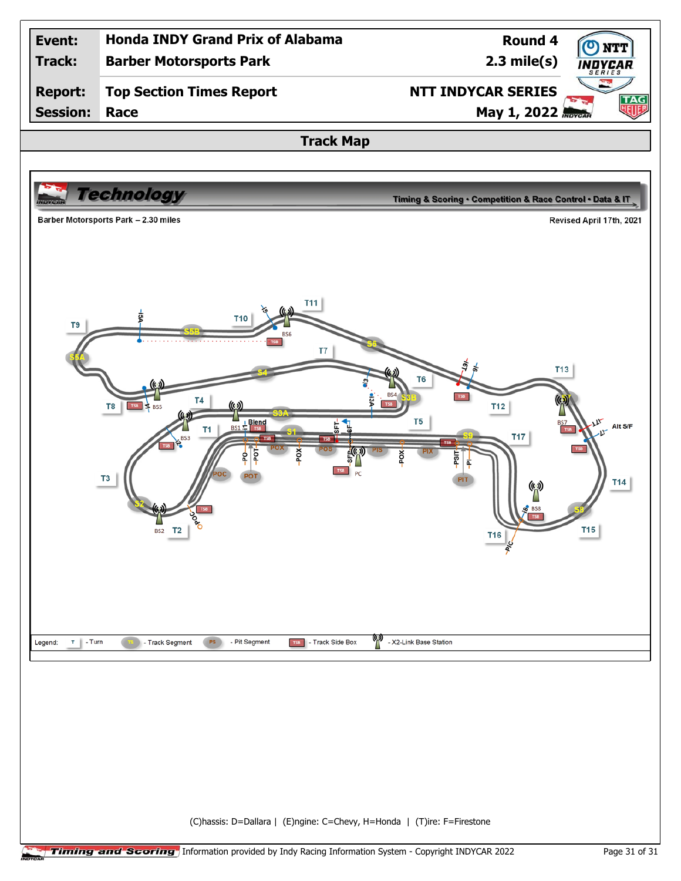| | | | |
|---|---|---|---|
| **Event:** | **Honda INDY Grand Prix of Alabama** | **Round 4** | |
| **Track:** | **Barber Motorsports Park** | **2.3 mile(s)** | |
| **Report:** | **Top Section Times Report** | **NTT INDYCAR SERIES** | |
| **Session:** | **Race** | **May 1, 2022** | |

## Track Map

Technology

Timing & Scoring • Competition & Race Control • Data & IT

Barber Motorsports Park – 2.30 miles

Revised April 17th, 2021

T9
T10
T11
T7
T6
T13
T12
T8
T4
T5
T1
T17
T14
T3
T2
T16
T15

S5B
S5A
S6
S4
S3B
S3A
S1
S9
S2
S8

POX
POS
PIS
PIX
POC
POT
PIT

BS1
BS2
BS3
BS4
BS5
BS6
BS7
BS8
PC
Blend
Alt S/F
SFT
SF
SFP
PSIT
PI
PO
POT
POX
POX
POC
PIC

I1
I2
I3
I3A
I4
I5
I5A
I6
I6T
I7
I7T
I8

Legend: T - Turn | TS - Track Segment | PS - Pit Segment | TSB - Track Side Box | X2-Link Base Station

(C)hassis: D=Dallara | (E)ngine: C=Chevy, H=Honda | (T)ire: F=Firestone

Information provided by Indy Racing Information System - Copyright INDYCAR 2022